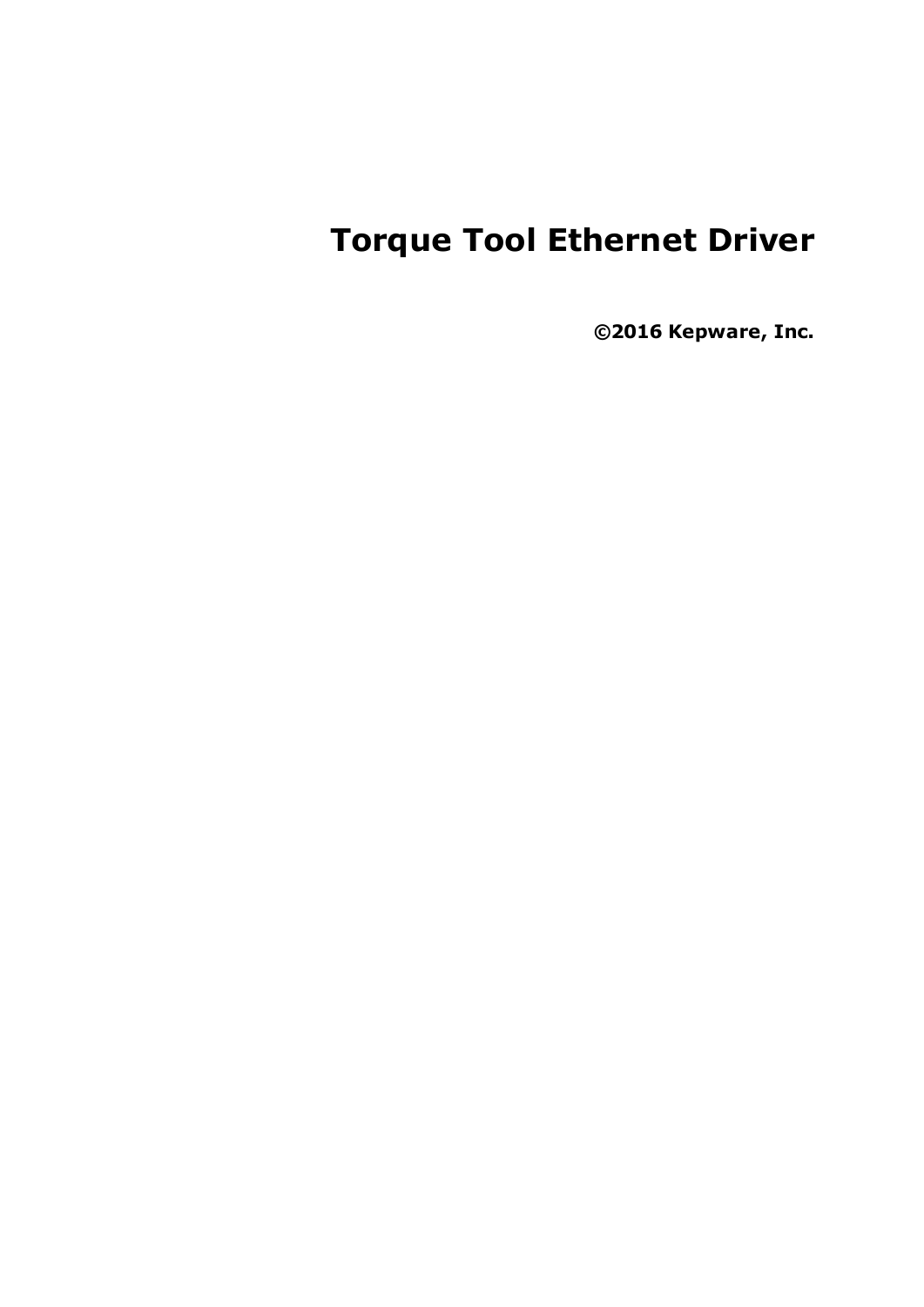# Torque Tool Ethernet Driver

**©2016 Kepware, Inc.**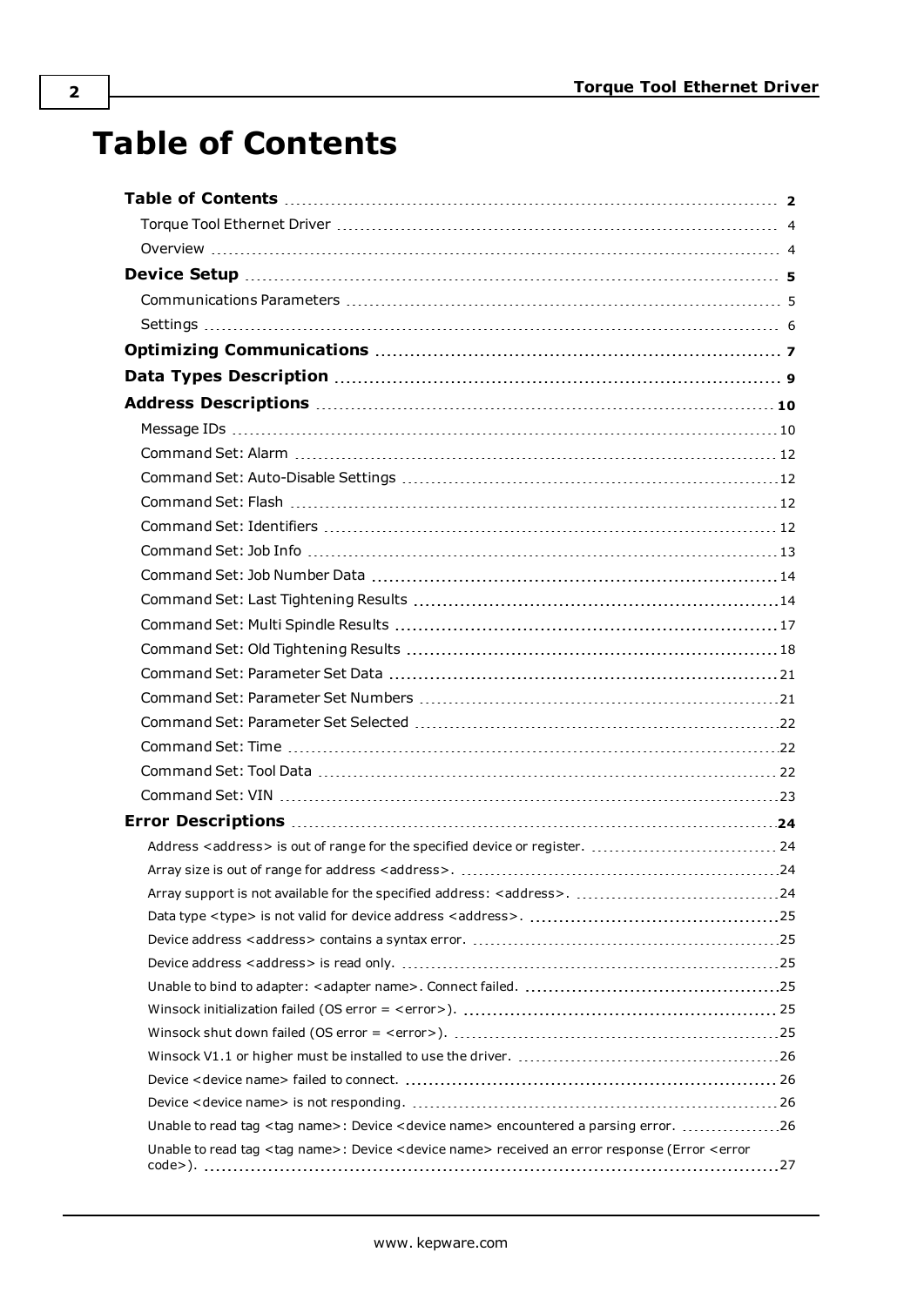# Table of Contents

**Table of Contents** ..... **2**

Torque Tool Ethernet Driver ..... 4

Overview ..... 4

**Device Setup** ..... **5**

Communications Parameters ..... 5

Settings ..... 6

**Optimizing Communications** ..... **7**

**Data Types Description** ..... **9**

**Address Descriptions** ..... **10**

Message IDs ..... 10

Command Set: Alarm ..... 12

Command Set: Auto-Disable Settings ..... 12

Command Set: Flash ..... 12

Command Set: Identifiers ..... 12

Command Set: Job Info ..... 13

Command Set: Job Number Data ..... 14

Command Set: Last Tightening Results ..... 14

Command Set: Multi Spindle Results ..... 17

Command Set: Old Tightening Results ..... 18

Command Set: Parameter Set Data ..... 21

Command Set: Parameter Set Numbers ..... 21

Command Set: Parameter Set Selected ..... 22

Command Set: Time ..... 22

Command Set: Tool Data ..... 22

Command Set: VIN ..... 23

**Error Descriptions** ..... **24**

Address <address> is out of range for the specified device or register. ..... 24

Array size is out of range for address <address>. ..... 24

Array support is not available for the specified address: <address>. ..... 24

Data type <type> is not valid for device address <address>. ..... 25

Device address <address> contains a syntax error. ..... 25

Device address <address> is read only. ..... 25

Unable to bind to adapter: <adapter name>. Connect failed. ..... 25

Winsock initialization failed (OS error = <error>). ..... 25

Winsock shut down failed (OS error = <error>). ..... 25

Winsock V1.1 or higher must be installed to use the driver. ..... 26

Device <device name> failed to connect. ..... 26

Device <device name> is not responding. ..... 26

Unable to read tag <tag name>: Device <device name> encountered a parsing error. ..... 26

Unable to read tag <tag name>: Device <device name> received an error response (Error <error code>). ..... 27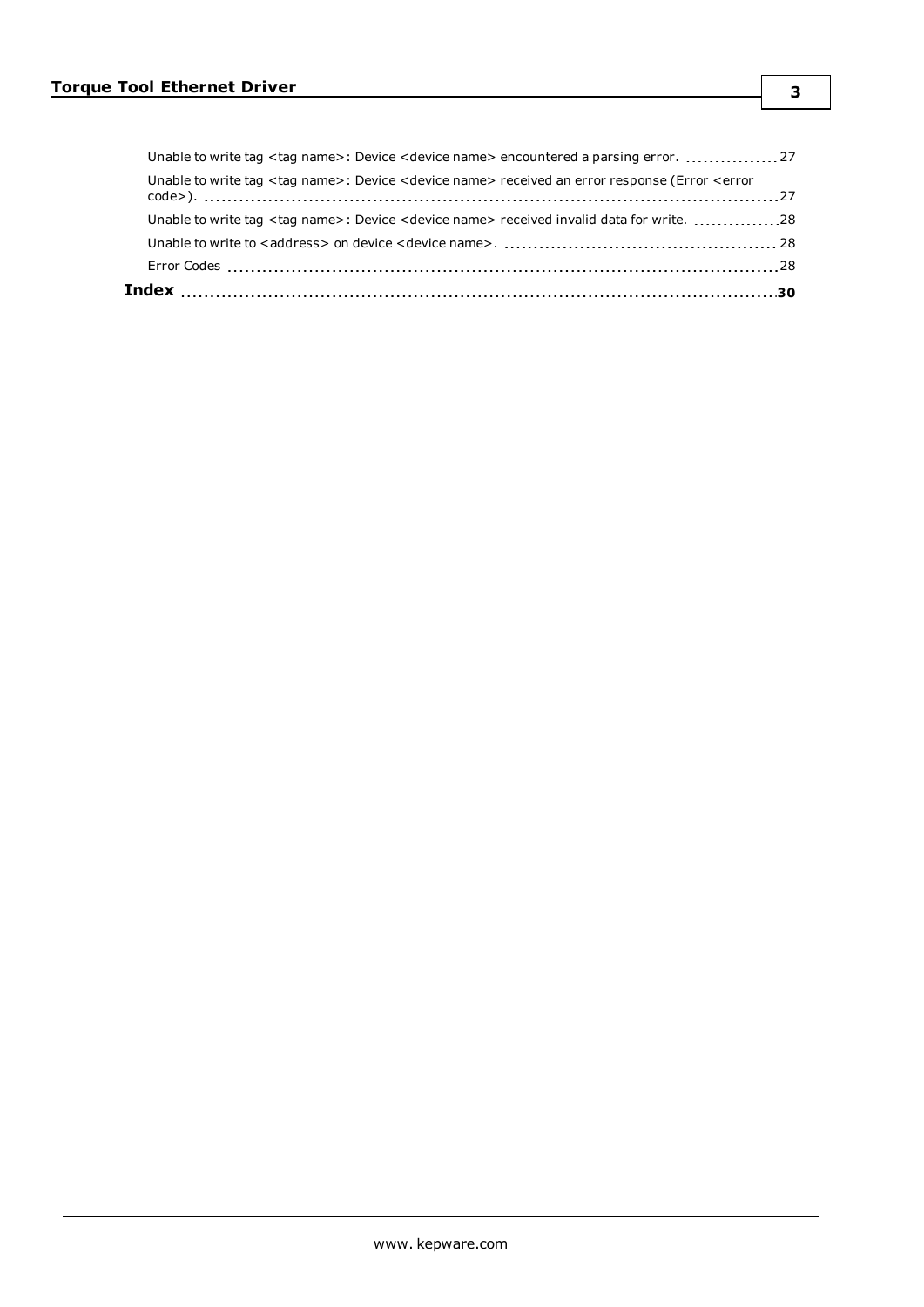Unable to write tag <tag name>: Device <device name> encountered a parsing error. 27

Unable to write tag <tag name>: Device <device name> received an error response (Error <error code>). 27

Unable to write tag <tag name>: Device <device name> received invalid data for write. 28

Unable to write to <address> on device <device name>. 28

Error Codes 28

**Index 30**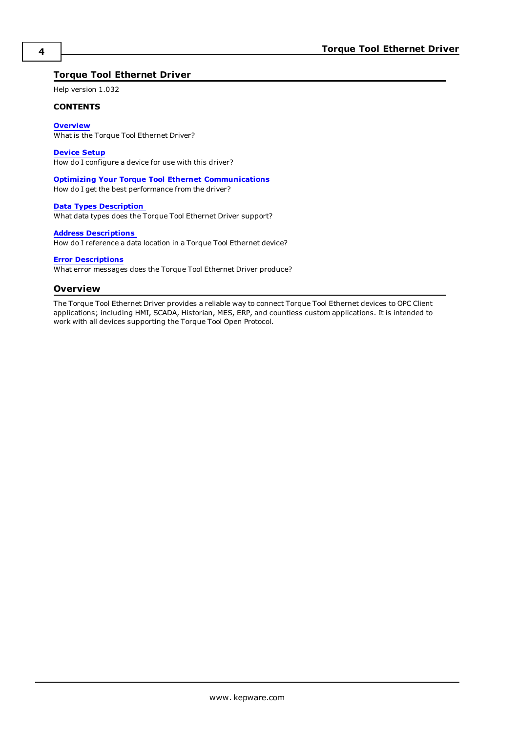# Torque Tool Ethernet Driver

Help version 1.032

**CONTENTS**

**Overview**
What is the Torque Tool Ethernet Driver?

**Device Setup**
How do I configure a device for use with this driver?

**Optimizing Your Torque Tool Ethernet Communications**
How do I get the best performance from the driver?

**Data Types Description**
What data types does the Torque Tool Ethernet Driver support?

**Address Descriptions**
How do I reference a data location in a Torque Tool Ethernet device?

**Error Descriptions**
What error messages does the Torque Tool Ethernet Driver produce?

## Overview

The Torque Tool Ethernet Driver provides a reliable way to connect Torque Tool Ethernet devices to OPC Client applications; including HMI, SCADA, Historian, MES, ERP, and countless custom applications. It is intended to work with all devices supporting the Torque Tool Open Protocol.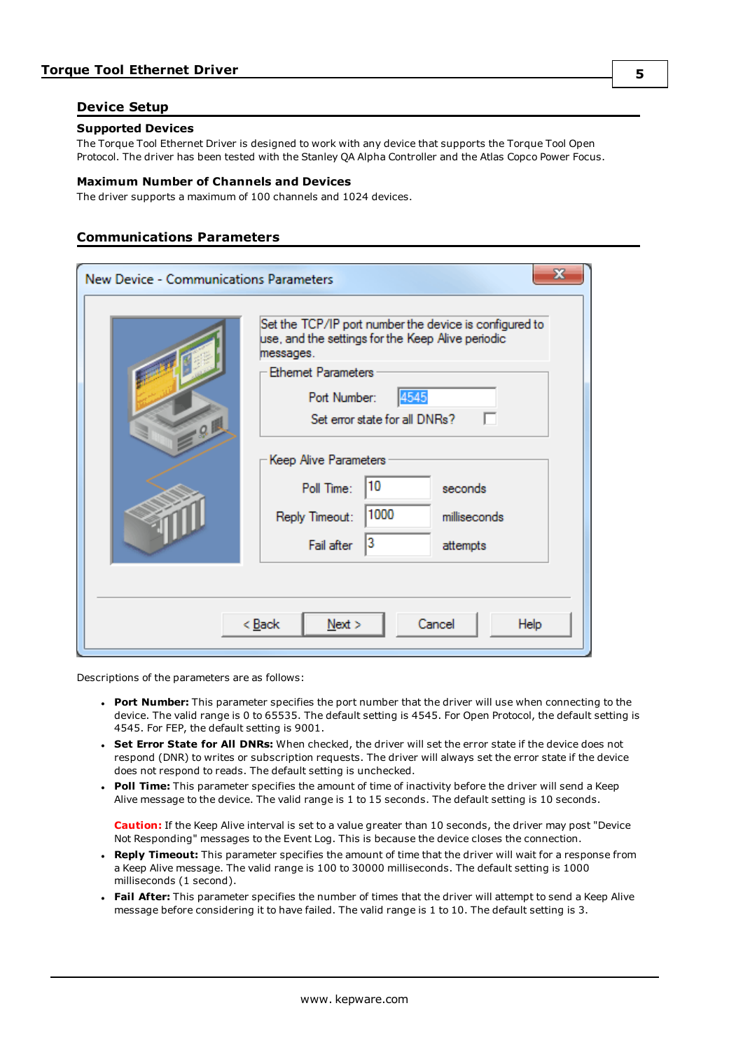## Device Setup

### Supported Devices

The Torque Tool Ethernet Driver is designed to work with any device that supports the Torque Tool Open Protocol. The driver has been tested with the Stanley QA Alpha Controller and the Atlas Copco Power Focus.

### Maximum Number of Channels and Devices

The driver supports a maximum of 100 channels and 1024 devices.

## Communications Parameters

Descriptions of the parameters are as follows:

- **Port Number:** This parameter specifies the port number that the driver will use when connecting to the device. The valid range is 0 to 65535. The default setting is 4545. For Open Protocol, the default setting is 4545. For FEP, the default setting is 9001.
- **Set Error State for All DNRs:** When checked, the driver will set the error state if the device does not respond (DNR) to writes or subscription requests. The driver will always set the error state if the device does not respond to reads. The default setting is unchecked.
- **Poll Time:** This parameter specifies the amount of time of inactivity before the driver will send a Keep Alive message to the device. The valid range is 1 to 15 seconds. The default setting is 10 seconds.

  **Caution:** If the Keep Alive interval is set to a value greater than 10 seconds, the driver may post "Device Not Responding" messages to the Event Log. This is because the device closes the connection.
- **Reply Timeout:** This parameter specifies the amount of time that the driver will wait for a response from a Keep Alive message. The valid range is 100 to 30000 milliseconds. The default setting is 1000 milliseconds (1 second).
- **Fail After:** This parameter specifies the number of times that the driver will attempt to send a Keep Alive message before considering it to have failed. The valid range is 1 to 10. The default setting is 3.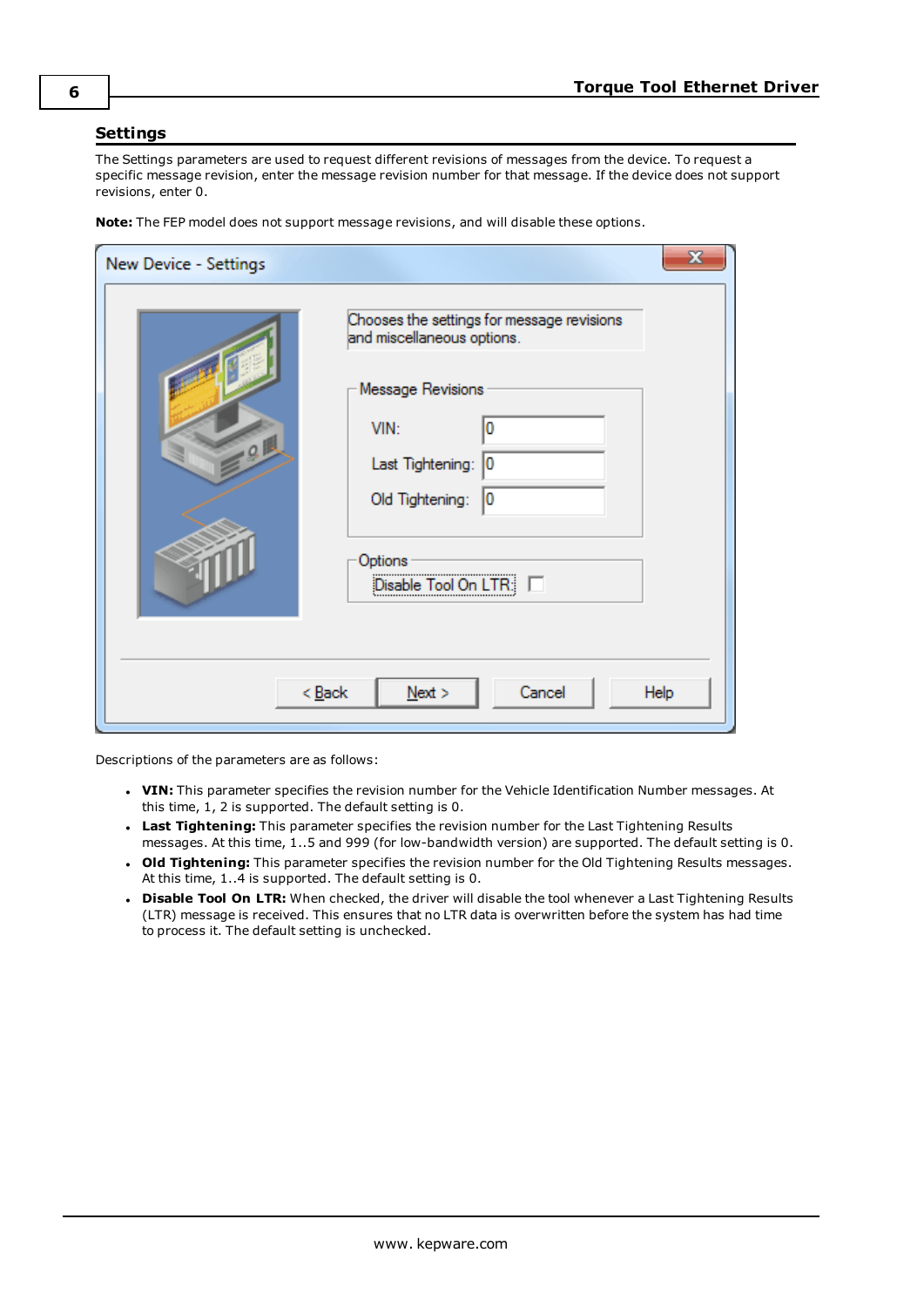## Settings

The Settings parameters are used to request different revisions of messages from the device. To request a specific message revision, enter the message revision number for that message. If the device does not support revisions, enter 0.

**Note:** The FEP model does not support message revisions, and will disable these options.

Descriptions of the parameters are as follows:

- **VIN:** This parameter specifies the revision number for the Vehicle Identification Number messages. At this time, 1, 2 is supported. The default setting is 0.
- **Last Tightening:** This parameter specifies the revision number for the Last Tightening Results messages. At this time, 1..5 and 999 (for low-bandwidth version) are supported. The default setting is 0.
- **Old Tightening:** This parameter specifies the revision number for the Old Tightening Results messages. At this time, 1..4 is supported. The default setting is 0.
- **Disable Tool On LTR:** When checked, the driver will disable the tool whenever a Last Tightening Results (LTR) message is received. This ensures that no LTR data is overwritten before the system has had time to process it. The default setting is unchecked.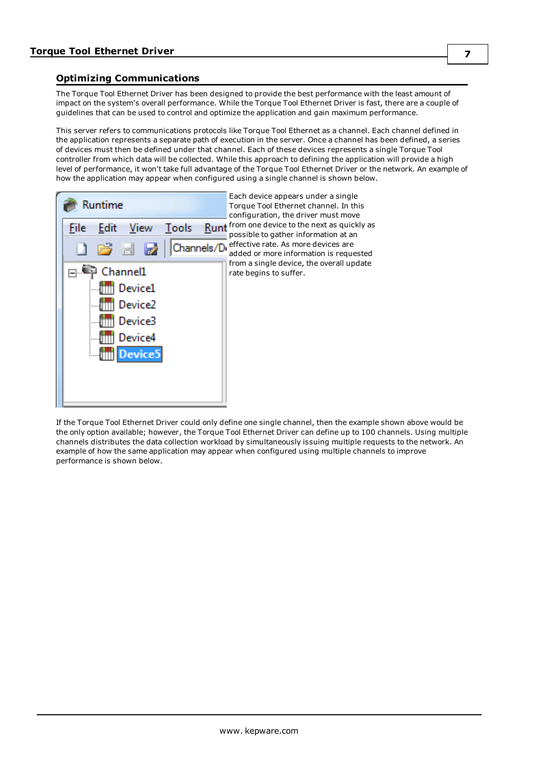## Optimizing Communications

The Torque Tool Ethernet Driver has been designed to provide the best performance with the least amount of impact on the system's overall performance. While the Torque Tool Ethernet Driver is fast, there are a couple of guidelines that can be used to control and optimize the application and gain maximum performance.

This server refers to communications protocols like Torque Tool Ethernet as a channel. Each channel defined in the application represents a separate path of execution in the server. Once a channel has been defined, a series of devices must then be defined under that channel. Each of these devices represents a single Torque Tool controller from which data will be collected. While this approach to defining the application will provide a high level of performance, it won't take full advantage of the Torque Tool Ethernet Driver or the network. An example of how the application may appear when configured using a single channel is shown below.

Each device appears under a single Torque Tool Ethernet channel. In this configuration, the driver must move from one device to the next as quickly as possible to gather information at an effective rate. As more devices are added or more information is requested from a single device, the overall update rate begins to suffer.

If the Torque Tool Ethernet Driver could only define one single channel, then the example shown above would be the only option available; however, the Torque Tool Ethernet Driver can define up to 100 channels. Using multiple channels distributes the data collection workload by simultaneously issuing multiple requests to the network. An example of how the same application may appear when configured using multiple channels to improve performance is shown below.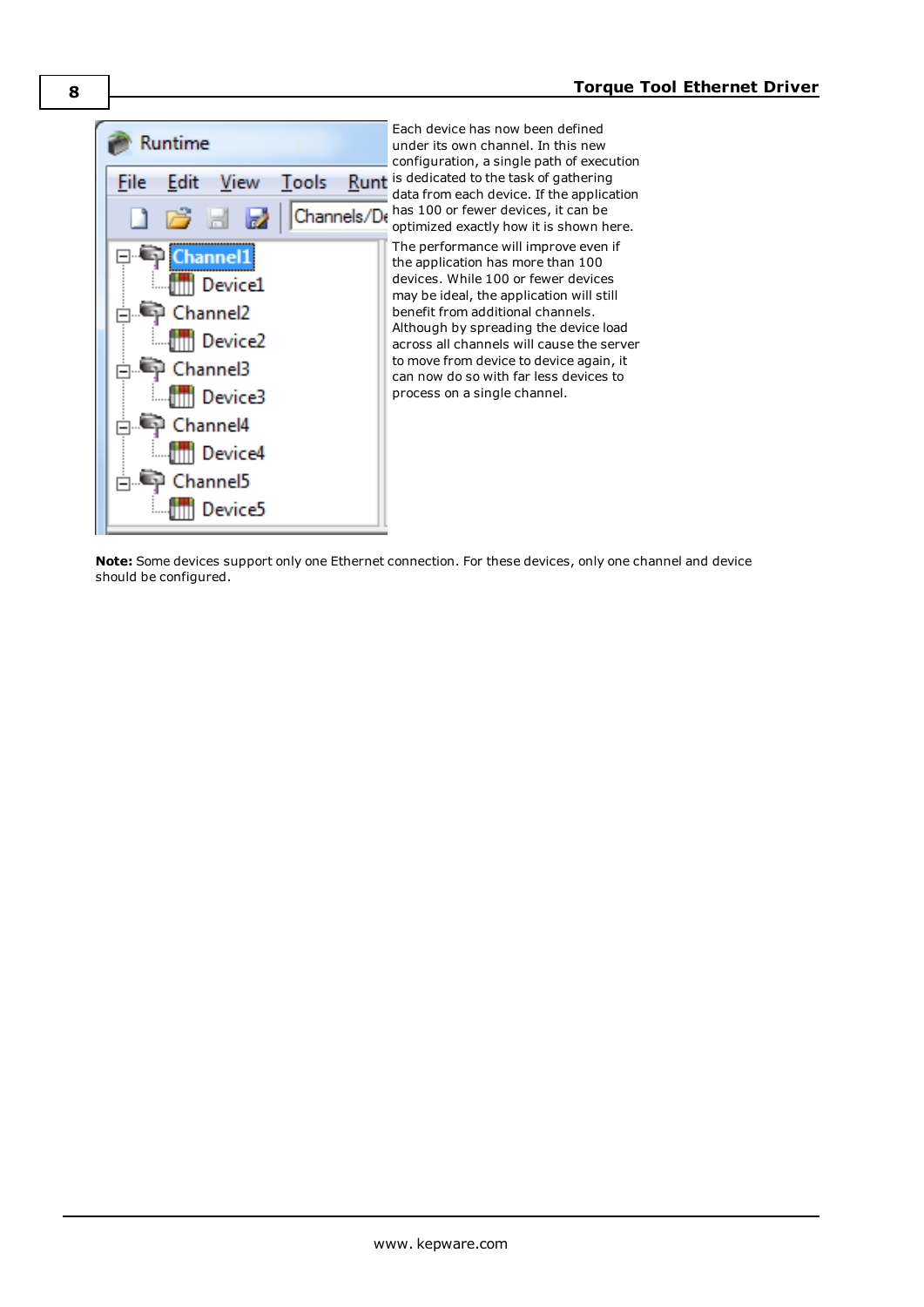Each device has now been defined under its own channel. In this new configuration, a single path of execution is dedicated to the task of gathering data from each device. If the application has 100 or fewer devices, it can be optimized exactly how it is shown here.

The performance will improve even if the application has more than 100 devices. While 100 or fewer devices may be ideal, the application will still benefit from additional channels. Although by spreading the device load across all channels will cause the server to move from device to device again, it can now do so with far less devices to process on a single channel.

**Note:** Some devices support only one Ethernet connection. For these devices, only one channel and device should be configured.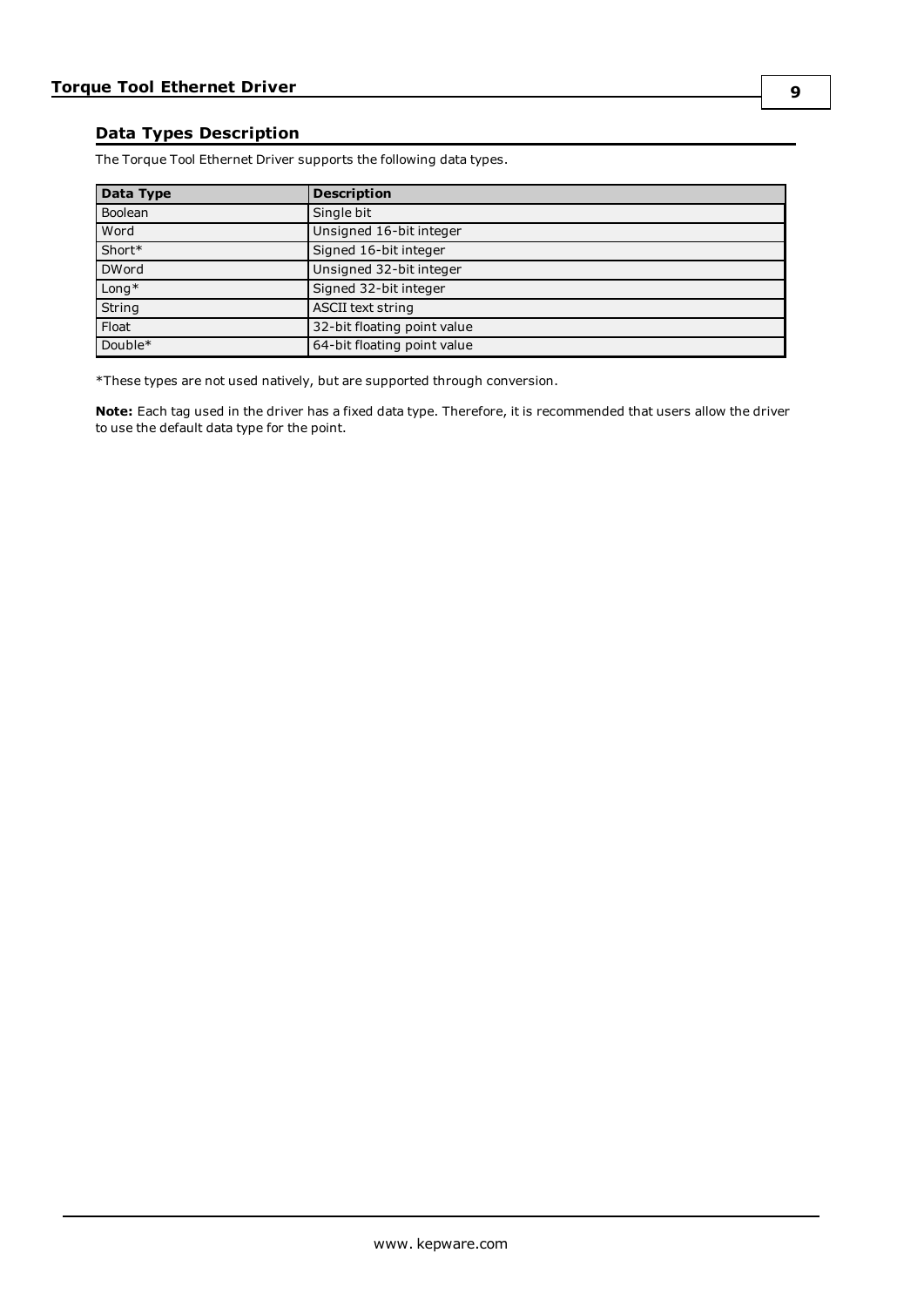## Data Types Description

The Torque Tool Ethernet Driver supports the following data types.

| Data Type | Description |
|---|---|
| Boolean | Single bit |
| Word | Unsigned 16-bit integer |
| Short* | Signed 16-bit integer |
| DWord | Unsigned 32-bit integer |
| Long* | Signed 32-bit integer |
| String | ASCII text string |
| Float | 32-bit floating point value |
| Double* | 64-bit floating point value |

*These types are not used natively, but are supported through conversion.

**Note:** Each tag used in the driver has a fixed data type. Therefore, it is recommended that users allow the driver to use the default data type for the point.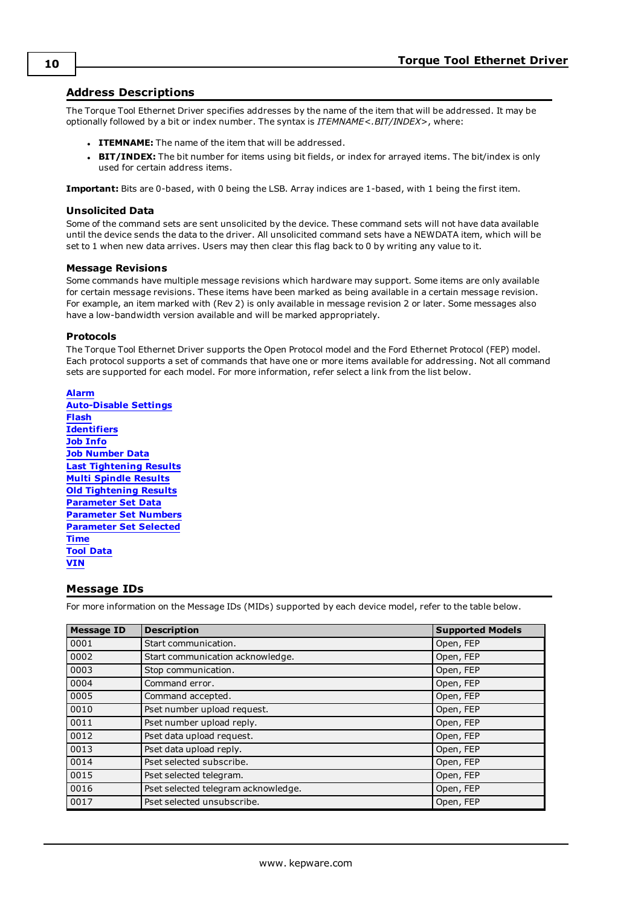## Address Descriptions

The Torque Tool Ethernet Driver specifies addresses by the name of the item that will be addressed. It may be optionally followed by a bit or index number. The syntax is *ITEMNAME<.BIT/INDEX>*, where:

- **ITEMNAME:** The name of the item that will be addressed.
- **BIT/INDEX:** The bit number for items using bit fields, or index for arrayed items. The bit/index is only used for certain address items.

**Important:** Bits are 0-based, with 0 being the LSB. Array indices are 1-based, with 1 being the first item.

### Unsolicited Data

Some of the command sets are sent unsolicited by the device. These command sets will not have data available until the device sends the data to the driver. All unsolicited command sets have a NEWDATA item, which will be set to 1 when new data arrives. Users may then clear this flag back to 0 by writing any value to it.

### Message Revisions

Some commands have multiple message revisions which hardware may support. Some items are only available for certain message revisions. These items have been marked as being available in a certain message revision. For example, an item marked with (Rev 2) is only available in message revision 2 or later. Some messages also have a low-bandwidth version available and will be marked appropriately.

### Protocols

The Torque Tool Ethernet Driver supports the Open Protocol model and the Ford Ethernet Protocol (FEP) model. Each protocol supports a set of commands that have one or more items available for addressing. Not all command sets are supported for each model. For more information, refer select a link from the list below.

**Alarm**
**Auto-Disable Settings**
**Flash**
**Identifiers**
**Job Info**
**Job Number Data**
**Last Tightening Results**
**Multi Spindle Results**
**Old Tightening Results**
**Parameter Set Data**
**Parameter Set Numbers**
**Parameter Set Selected**
**Time**
**Tool Data**
**VIN**

## Message IDs

For more information on the Message IDs (MIDs) supported by each device model, refer to the table below.

| Message ID | Description | Supported Models |
|---|---|---|
| 0001 | Start communication. | Open, FEP |
| 0002 | Start communication acknowledge. | Open, FEP |
| 0003 | Stop communication. | Open, FEP |
| 0004 | Command error. | Open, FEP |
| 0005 | Command accepted. | Open, FEP |
| 0010 | Pset number upload request. | Open, FEP |
| 0011 | Pset number upload reply. | Open, FEP |
| 0012 | Pset data upload request. | Open, FEP |
| 0013 | Pset data upload reply. | Open, FEP |
| 0014 | Pset selected subscribe. | Open, FEP |
| 0015 | Pset selected telegram. | Open, FEP |
| 0016 | Pset selected telegram acknowledge. | Open, FEP |
| 0017 | Pset selected unsubscribe. | Open, FEP |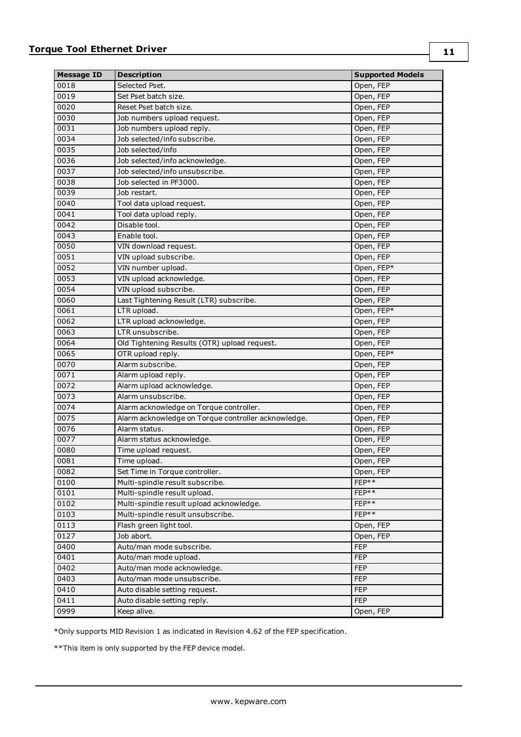| Message ID | Description | Supported Models |
|---|---|---|
| 0018 | Selected Pset. | Open, FEP |
| 0019 | Set Pset batch size. | Open, FEP |
| 0020 | Reset Pset batch size. | Open, FEP |
| 0030 | Job numbers upload request. | Open, FEP |
| 0031 | Job numbers upload reply. | Open, FEP |
| 0034 | Job selected/info subscribe. | Open, FEP |
| 0035 | Job selected/info | Open, FEP |
| 0036 | Job selected/info acknowledge. | Open, FEP |
| 0037 | Job selected/info unsubscribe. | Open, FEP |
| 0038 | Job selected in PF3000. | Open, FEP |
| 0039 | Job restart. | Open, FEP |
| 0040 | Tool data upload request. | Open, FEP |
| 0041 | Tool data upload reply. | Open, FEP |
| 0042 | Disable tool. | Open, FEP |
| 0043 | Enable tool. | Open, FEP |
| 0050 | VIN download request. | Open, FEP |
| 0051 | VIN upload subscribe. | Open, FEP |
| 0052 | VIN number upload. | Open, FEP* |
| 0053 | VIN upload acknowledge. | Open, FEP |
| 0054 | VIN upload subscribe. | Open, FEP |
| 0060 | Last Tightening Result (LTR) subscribe. | Open, FEP |
| 0061 | LTR upload. | Open, FEP* |
| 0062 | LTR upload acknowledge. | Open, FEP |
| 0063 | LTR unsubscribe. | Open, FEP |
| 0064 | Old Tightening Results (OTR) upload request. | Open, FEP |
| 0065 | OTR upload reply. | Open, FEP* |
| 0070 | Alarm subscribe. | Open, FEP |
| 0071 | Alarm upload reply. | Open, FEP |
| 0072 | Alarm upload acknowledge. | Open, FEP |
| 0073 | Alarm unsubscribe. | Open, FEP |
| 0074 | Alarm acknowledge on Torque controller. | Open, FEP |
| 0075 | Alarm acknowledge on Torque controller acknowledge. | Open, FEP |
| 0076 | Alarm status. | Open, FEP |
| 0077 | Alarm status acknowledge. | Open, FEP |
| 0080 | Time upload request. | Open, FEP |
| 0081 | Time upload. | Open, FEP |
| 0082 | Set Time in Torque controller. | Open, FEP |
| 0100 | Multi-spindle result subscribe. | FEP** |
| 0101 | Multi-spindle result upload. | FEP** |
| 0102 | Multi-spindle result upload acknowledge. | FEP** |
| 0103 | Multi-spindle result unsubscribe. | FEP** |
| 0113 | Flash green light tool. | Open, FEP |
| 0127 | Job abort. | Open, FEP |
| 0400 | Auto/man mode subscribe. | FEP |
| 0401 | Auto/man mode upload. | FEP |
| 0402 | Auto/man mode acknowledge. | FEP |
| 0403 | Auto/man mode unsubscribe. | FEP |
| 0410 | Auto disable setting request. | FEP |
| 0411 | Auto disable setting reply. | FEP |
| 0999 | Keep alive. | Open, FEP |

*Only supports MID Revision 1 as indicated in Revision 4.62 of the FEP specification.

**This item is only supported by the FEP device model.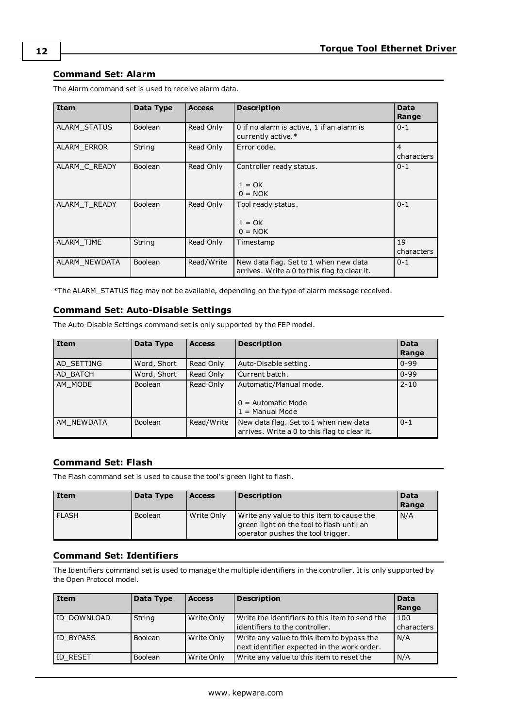## Command Set: Alarm

The Alarm command set is used to receive alarm data.

| Item | Data Type | Access | Description | Data Range |
|---|---|---|---|---|
| ALARM_STATUS | Boolean | Read Only | 0 if no alarm is active, 1 if an alarm is currently active.* | 0-1 |
| ALARM_ERROR | String | Read Only | Error code. | 4 characters |
| ALARM_C_READY | Boolean | Read Only | Controller ready status.<br><br>1 = OK<br>0 = NOK | 0-1 |
| ALARM_T_READY | Boolean | Read Only | Tool ready status.<br><br>1 = OK<br>0 = NOK | 0-1 |
| ALARM_TIME | String | Read Only | Timestamp | 19 characters |
| ALARM_NEWDATA | Boolean | Read/Write | New data flag. Set to 1 when new data arrives. Write a 0 to this flag to clear it. | 0-1 |

*The ALARM_STATUS flag may not be available, depending on the type of alarm message received.

## Command Set: Auto-Disable Settings

The Auto-Disable Settings command set is only supported by the FEP model.

| Item | Data Type | Access | Description | Data Range |
|---|---|---|---|---|
| AD_SETTING | Word, Short | Read Only | Auto-Disable setting. | 0-99 |
| AD_BATCH | Word, Short | Read Only | Current batch. | 0-99 |
| AM_MODE | Boolean | Read Only | Automatic/Manual mode.<br><br>0 = Automatic Mode<br>1 = Manual Mode | 2-10 |
| AM_NEWDATA | Boolean | Read/Write | New data flag. Set to 1 when new data arrives. Write a 0 to this flag to clear it. | 0-1 |

## Command Set: Flash

The Flash command set is used to cause the tool's green light to flash.

| Item | Data Type | Access | Description | Data Range |
|---|---|---|---|---|
| FLASH | Boolean | Write Only | Write any value to this item to cause the green light on the tool to flash until an operator pushes the tool trigger. | N/A |

## Command Set: Identifiers

The Identifiers command set is used to manage the multiple identifiers in the controller. It is only supported by the Open Protocol model.

| Item | Data Type | Access | Description | Data Range |
|---|---|---|---|---|
| ID_DOWNLOAD | String | Write Only | Write the identifiers to this item to send the identifiers to the controller. | 100 characters |
| ID_BYPASS | Boolean | Write Only | Write any value to this item to bypass the next identifier expected in the work order. | N/A |
| ID_RESET | Boolean | Write Only | Write any value to this item to reset the | N/A |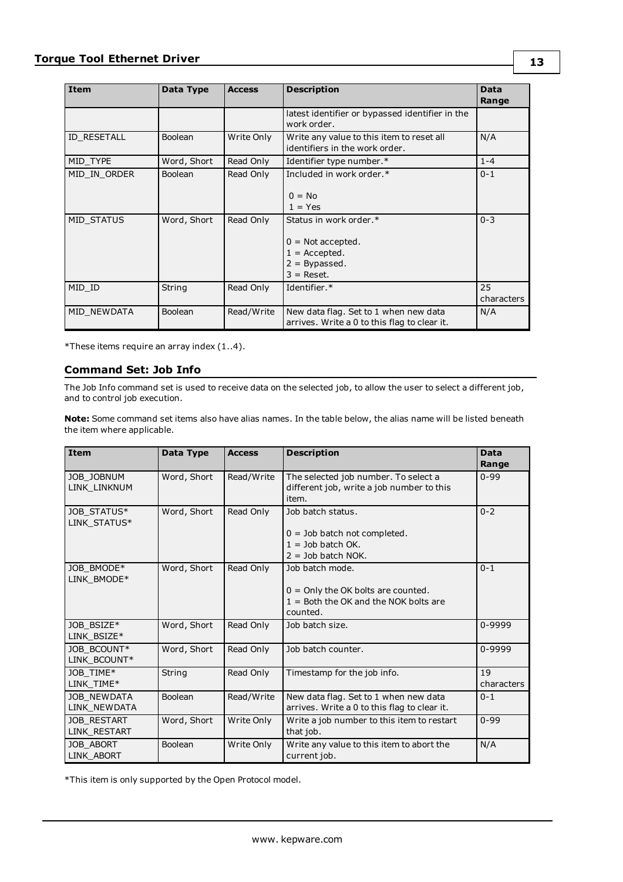| Item | Data Type | Access | Description | Data Range |
|---|---|---|---|---|
| | | | latest identifier or bypassed identifier in the work order. | |
| ID_RESETALL | Boolean | Write Only | Write any value to this item to reset all identifiers in the work order. | N/A |
| MID_TYPE | Word, Short | Read Only | Identifier type number.* | 1-4 |
| MID_IN_ORDER | Boolean | Read Only | Included in work order.*<br><br>0 = No<br>1 = Yes | 0-1 |
| MID_STATUS | Word, Short | Read Only | Status in work order.*<br><br>0 = Not accepted.<br>1 = Accepted.<br>2 = Bypassed.<br>3 = Reset. | 0-3 |
| MID_ID | String | Read Only | Identifier.* | 25 characters |
| MID_NEWDATA | Boolean | Read/Write | New data flag. Set to 1 when new data arrives. Write a 0 to this flag to clear it. | N/A |

*These items require an array index (1..4).

### Command Set: Job Info

The Job Info command set is used to receive data on the selected job, to allow the user to select a different job, and to control job execution.

**Note:** Some command set items also have alias names. In the table below, the alias name will be listed beneath the item where applicable.

| Item | Data Type | Access | Description | Data Range |
|---|---|---|---|---|
| JOB_JOBNUM<br>LINK_LINKNUM | Word, Short | Read/Write | The selected job number. To select a different job, write a job number to this item. | 0-99 |
| JOB_STATUS*<br>LINK_STATUS* | Word, Short | Read Only | Job batch status.<br><br>0 = Job batch not completed.<br>1 = Job batch OK.<br>2 = Job batch NOK. | 0-2 |
| JOB_BMODE*<br>LINK_BMODE* | Word, Short | Read Only | Job batch mode.<br><br>0 = Only the OK bolts are counted.<br>1 = Both the OK and the NOK bolts are counted. | 0-1 |
| JOB_BSIZE*<br>LINK_BSIZE* | Word, Short | Read Only | Job batch size. | 0-9999 |
| JOB_BCOUNT*<br>LINK_BCOUNT* | Word, Short | Read Only | Job batch counter. | 0-9999 |
| JOB_TIME*<br>LINK_TIME* | String | Read Only | Timestamp for the job info. | 19 characters |
| JOB_NEWDATA<br>LINK_NEWDATA | Boolean | Read/Write | New data flag. Set to 1 when new data arrives. Write a 0 to this flag to clear it. | 0-1 |
| JOB_RESTART<br>LINK_RESTART | Word, Short | Write Only | Write a job number to this item to restart that job. | 0-99 |
| JOB_ABORT<br>LINK_ABORT | Boolean | Write Only | Write any value to this item to abort the current job. | N/A |

*This item is only supported by the Open Protocol model.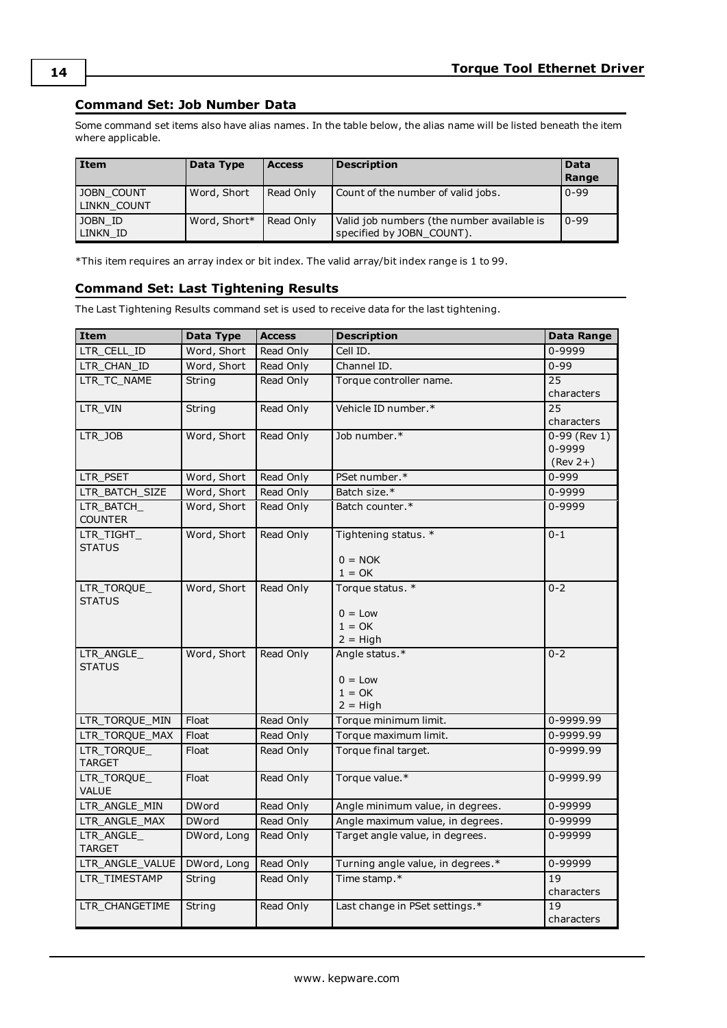## Command Set: Job Number Data

Some command set items also have alias names. In the table below, the alias name will be listed beneath the item where applicable.

| Item | Data Type | Access | Description | Data Range |
|---|---|---|---|---|
| JOBN_COUNT<br>LINKN_COUNT | Word, Short | Read Only | Count of the number of valid jobs. | 0-99 |
| JOBN_ID<br>LINKN_ID | Word, Short* | Read Only | Valid job numbers (the number available is specified by JOBN_COUNT). | 0-99 |

*This item requires an array index or bit index. The valid array/bit index range is 1 to 99.

## Command Set: Last Tightening Results

The Last Tightening Results command set is used to receive data for the last tightening.

| Item | Data Type | Access | Description | Data Range |
|---|---|---|---|---|
| LTR_CELL_ID | Word, Short | Read Only | Cell ID. | 0-9999 |
| LTR_CHAN_ID | Word, Short | Read Only | Channel ID. | 0-99 |
| LTR_TC_NAME | String | Read Only | Torque controller name. | 25 characters |
| LTR_VIN | String | Read Only | Vehicle ID number.* | 25 characters |
| LTR_JOB | Word, Short | Read Only | Job number.* | 0-99 (Rev 1)<br>0-9999 (Rev 2+) |
| LTR_PSET | Word, Short | Read Only | PSet number.* | 0-999 |
| LTR_BATCH_SIZE | Word, Short | Read Only | Batch size.* | 0-9999 |
| LTR_BATCH_COUNTER | Word, Short | Read Only | Batch counter.* | 0-9999 |
| LTR_TIGHT_STATUS | Word, Short | Read Only | Tightening status. *<br><br>0 = NOK<br>1 = OK | 0-1 |
| LTR_TORQUE_STATUS | Word, Short | Read Only | Torque status. *<br><br>0 = Low<br>1 = OK<br>2 = High | 0-2 |
| LTR_ANGLE_STATUS | Word, Short | Read Only | Angle status.*<br><br>0 = Low<br>1 = OK<br>2 = High | 0-2 |
| LTR_TORQUE_MIN | Float | Read Only | Torque minimum limit. | 0-9999.99 |
| LTR_TORQUE_MAX | Float | Read Only | Torque maximum limit. | 0-9999.99 |
| LTR_TORQUE_TARGET | Float | Read Only | Torque final target. | 0-9999.99 |
| LTR_TORQUE_VALUE | Float | Read Only | Torque value.* | 0-9999.99 |
| LTR_ANGLE_MIN | DWord | Read Only | Angle minimum value, in degrees. | 0-99999 |
| LTR_ANGLE_MAX | DWord | Read Only | Angle maximum value, in degrees. | 0-99999 |
| LTR_ANGLE_TARGET | DWord, Long | Read Only | Target angle value, in degrees. | 0-99999 |
| LTR_ANGLE_VALUE | DWord, Long | Read Only | Turning angle value, in degrees.* | 0-99999 |
| LTR_TIMESTAMP | String | Read Only | Time stamp.* | 19 characters |
| LTR_CHANGETIME | String | Read Only | Last change in PSet settings.* | 19 characters |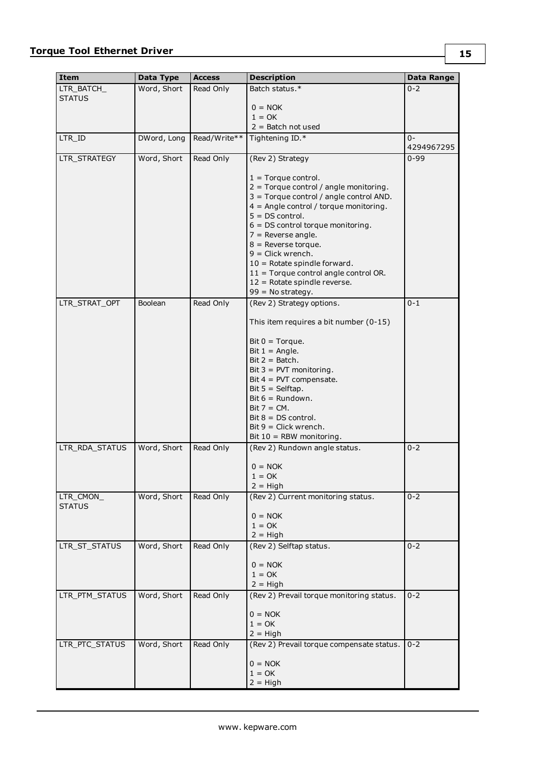| Item | Data Type | Access | Description | Data Range |
|---|---|---|---|---|
| LTR_BATCH_STATUS | Word, Short | Read Only | Batch status.*<br><br>0 = NOK<br>1 = OK<br>2 = Batch not used | 0-2 |
| LTR_ID | DWord, Long | Read/Write** | Tightening ID.* | 0-4294967295 |
| LTR_STRATEGY | Word, Short | Read Only | (Rev 2) Strategy<br><br>1 = Torque control.<br>2 = Torque control / angle monitoring.<br>3 = Torque control / angle control AND.<br>4 = Angle control / torque monitoring.<br>5 = DS control.<br>6 = DS control torque monitoring.<br>7 = Reverse angle.<br>8 = Reverse torque.<br>9 = Click wrench.<br>10 = Rotate spindle forward.<br>11 = Torque control angle control OR.<br>12 = Rotate spindle reverse.<br>99 = No strategy. | 0-99 |
| LTR_STRAT_OPT | Boolean | Read Only | (Rev 2) Strategy options.<br><br>This item requires a bit number (0-15)<br><br>Bit 0 = Torque.<br>Bit 1 = Angle.<br>Bit 2 = Batch.<br>Bit 3 = PVT monitoring.<br>Bit 4 = PVT compensate.<br>Bit 5 = Selftap.<br>Bit 6 = Rundown.<br>Bit 7 = CM.<br>Bit 8 = DS control.<br>Bit 9 = Click wrench.<br>Bit 10 = RBW monitoring. | 0-1 |
| LTR_RDA_STATUS | Word, Short | Read Only | (Rev 2) Rundown angle status.<br><br>0 = NOK<br>1 = OK<br>2 = High | 0-2 |
| LTR_CMON_STATUS | Word, Short | Read Only | (Rev 2) Current monitoring status.<br><br>0 = NOK<br>1 = OK<br>2 = High | 0-2 |
| LTR_ST_STATUS | Word, Short | Read Only | (Rev 2) Selftap status.<br><br>0 = NOK<br>1 = OK<br>2 = High | 0-2 |
| LTR_PTM_STATUS | Word, Short | Read Only | (Rev 2) Prevail torque monitoring status.<br><br>0 = NOK<br>1 = OK<br>2 = High | 0-2 |
| LTR_PTC_STATUS | Word, Short | Read Only | (Rev 2) Prevail torque compensate status.<br><br>0 = NOK<br>1 = OK<br>2 = High | 0-2 |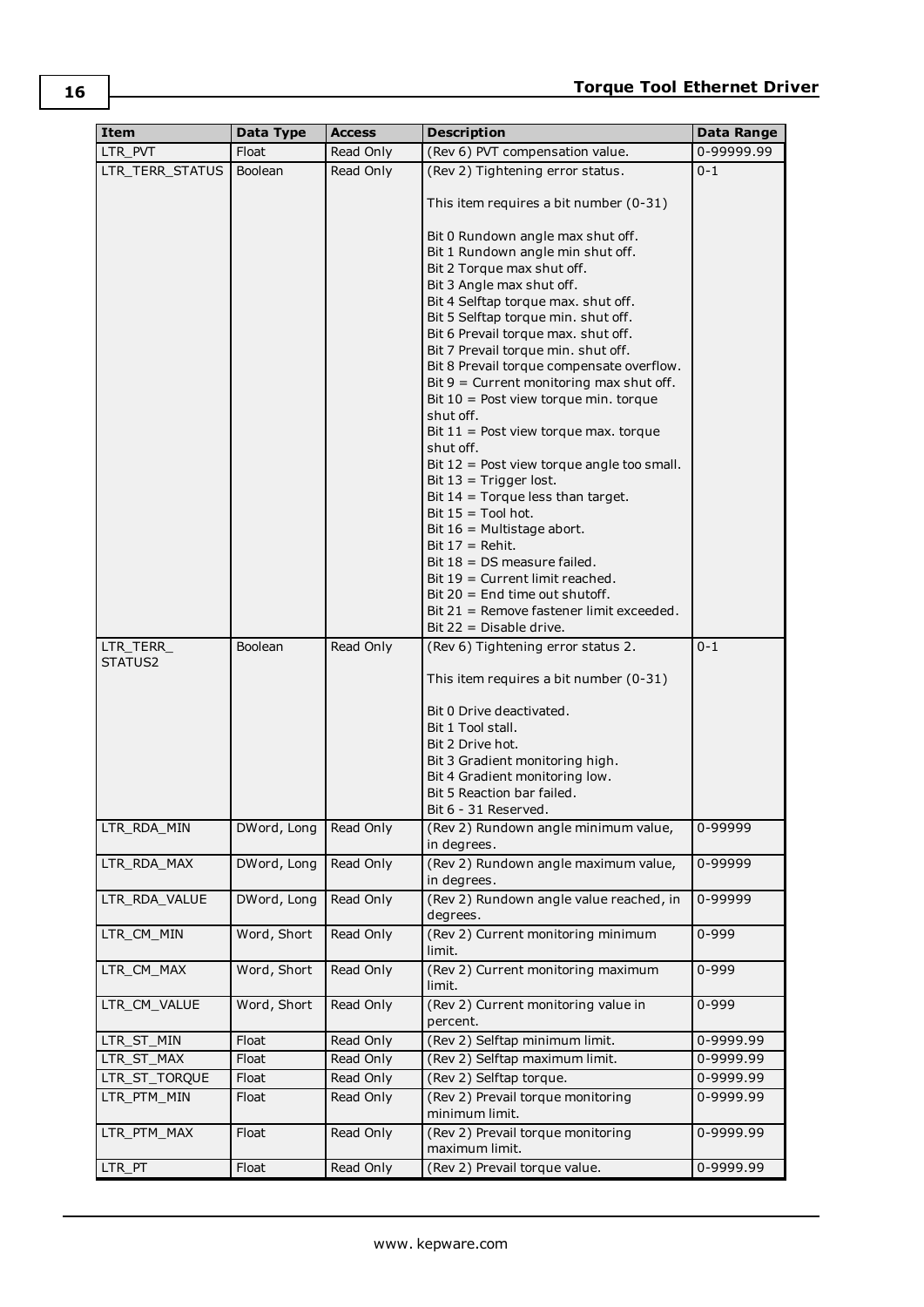| Item | Data Type | Access | Description | Data Range |
|---|---|---|---|---|
| LTR_PVT | Float | Read Only | (Rev 6) PVT compensation value. | 0-99999.99 |
| LTR_TERR_STATUS | Boolean | Read Only | (Rev 2) Tightening error status.<br><br>This item requires a bit number (0-31)<br><br>Bit 0 Rundown angle max shut off.<br>Bit 1 Rundown angle min shut off.<br>Bit 2 Torque max shut off.<br>Bit 3 Angle max shut off.<br>Bit 4 Selftap torque max. shut off.<br>Bit 5 Selftap torque min. shut off.<br>Bit 6 Prevail torque max. shut off.<br>Bit 7 Prevail torque min. shut off.<br>Bit 8 Prevail torque compensate overflow.<br>Bit 9 = Current monitoring max shut off.<br>Bit 10 = Post view torque min. torque shut off.<br>Bit 11 = Post view torque max. torque shut off.<br>Bit 12 = Post view torque angle too small.<br>Bit 13 = Trigger lost.<br>Bit 14 = Torque less than target.<br>Bit 15 = Tool hot.<br>Bit 16 = Multistage abort.<br>Bit 17 = Rehit.<br>Bit 18 = DS measure failed.<br>Bit 19 = Current limit reached.<br>Bit 20 = End time out shutoff.<br>Bit 21 = Remove fastener limit exceeded.<br>Bit 22 = Disable drive. | 0-1 |
| LTR_TERR_ STATUS2 | Boolean | Read Only | (Rev 6) Tightening error status 2.<br><br>This item requires a bit number (0-31)<br><br>Bit 0 Drive deactivated.<br>Bit 1 Tool stall.<br>Bit 2 Drive hot.<br>Bit 3 Gradient monitoring high.<br>Bit 4 Gradient monitoring low.<br>Bit 5 Reaction bar failed.<br>Bit 6 - 31 Reserved. | 0-1 |
| LTR_RDA_MIN | DWord, Long | Read Only | (Rev 2) Rundown angle minimum value, in degrees. | 0-99999 |
| LTR_RDA_MAX | DWord, Long | Read Only | (Rev 2) Rundown angle maximum value, in degrees. | 0-99999 |
| LTR_RDA_VALUE | DWord, Long | Read Only | (Rev 2) Rundown angle value reached, in degrees. | 0-99999 |
| LTR_CM_MIN | Word, Short | Read Only | (Rev 2) Current monitoring minimum limit. | 0-999 |
| LTR_CM_MAX | Word, Short | Read Only | (Rev 2) Current monitoring maximum limit. | 0-999 |
| LTR_CM_VALUE | Word, Short | Read Only | (Rev 2) Current monitoring value in percent. | 0-999 |
| LTR_ST_MIN | Float | Read Only | (Rev 2) Selftap minimum limit. | 0-9999.99 |
| LTR_ST_MAX | Float | Read Only | (Rev 2) Selftap maximum limit. | 0-9999.99 |
| LTR_ST_TORQUE | Float | Read Only | (Rev 2) Selftap torque. | 0-9999.99 |
| LTR_PTM_MIN | Float | Read Only | (Rev 2) Prevail torque monitoring minimum limit. | 0-9999.99 |
| LTR_PTM_MAX | Float | Read Only | (Rev 2) Prevail torque monitoring maximum limit. | 0-9999.99 |
| LTR_PT | Float | Read Only | (Rev 2) Prevail torque value. | 0-9999.99 |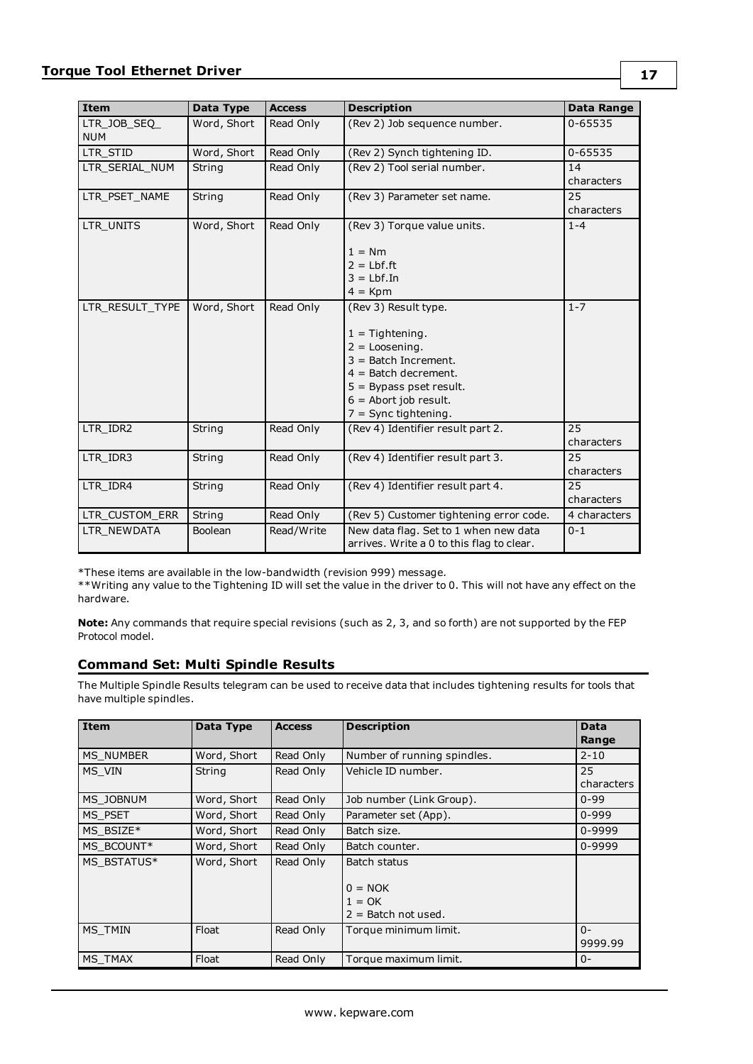| Item | Data Type | Access | Description | Data Range |
|---|---|---|---|---|
| LTR_JOB_SEQ_NUM | Word, Short | Read Only | (Rev 2) Job sequence number. | 0-65535 |
| LTR_STID | Word, Short | Read Only | (Rev 2) Synch tightening ID. | 0-65535 |
| LTR_SERIAL_NUM | String | Read Only | (Rev 2) Tool serial number. | 14 characters |
| LTR_PSET_NAME | String | Read Only | (Rev 3) Parameter set name. | 25 characters |
| LTR_UNITS | Word, Short | Read Only | (Rev 3) Torque value units.<br><br>1 = Nm<br>2 = Lbf.ft<br>3 = Lbf.In<br>4 = Kpm | 1-4 |
| LTR_RESULT_TYPE | Word, Short | Read Only | (Rev 3) Result type.<br><br>1 = Tightening.<br>2 = Loosening.<br>3 = Batch Increment.<br>4 = Batch decrement.<br>5 = Bypass pset result.<br>6 = Abort job result.<br>7 = Sync tightening. | 1-7 |
| LTR_IDR2 | String | Read Only | (Rev 4) Identifier result part 2. | 25 characters |
| LTR_IDR3 | String | Read Only | (Rev 4) Identifier result part 3. | 25 characters |
| LTR_IDR4 | String | Read Only | (Rev 4) Identifier result part 4. | 25 characters |
| LTR_CUSTOM_ERR | String | Read Only | (Rev 5) Customer tightening error code. | 4 characters |
| LTR_NEWDATA | Boolean | Read/Write | New data flag. Set to 1 when new data arrives. Write a 0 to this flag to clear. | 0-1 |

*These items are available in the low-bandwidth (revision 999) message.
**Writing any value to the Tightening ID will set the value in the driver to 0. This will not have any effect on the hardware.

**Note:** Any commands that require special revisions (such as 2, 3, and so forth) are not supported by the FEP Protocol model.

### Command Set: Multi Spindle Results

The Multiple Spindle Results telegram can be used to receive data that includes tightening results for tools that have multiple spindles.

| Item | Data Type | Access | Description | Data Range |
|---|---|---|---|---|
| MS_NUMBER | Word, Short | Read Only | Number of running spindles. | 2-10 |
| MS_VIN | String | Read Only | Vehicle ID number. | 25 characters |
| MS_JOBNUM | Word, Short | Read Only | Job number (Link Group). | 0-99 |
| MS_PSET | Word, Short | Read Only | Parameter set (App). | 0-999 |
| MS_BSIZE* | Word, Short | Read Only | Batch size. | 0-9999 |
| MS_BCOUNT* | Word, Short | Read Only | Batch counter. | 0-9999 |
| MS_BSTATUS* | Word, Short | Read Only | Batch status<br><br>0 = NOK<br>1 = OK<br>2 = Batch not used. | |
| MS_TMIN | Float | Read Only | Torque minimum limit. | 0-9999.99 |
| MS_TMAX | Float | Read Only | Torque maximum limit. | 0- |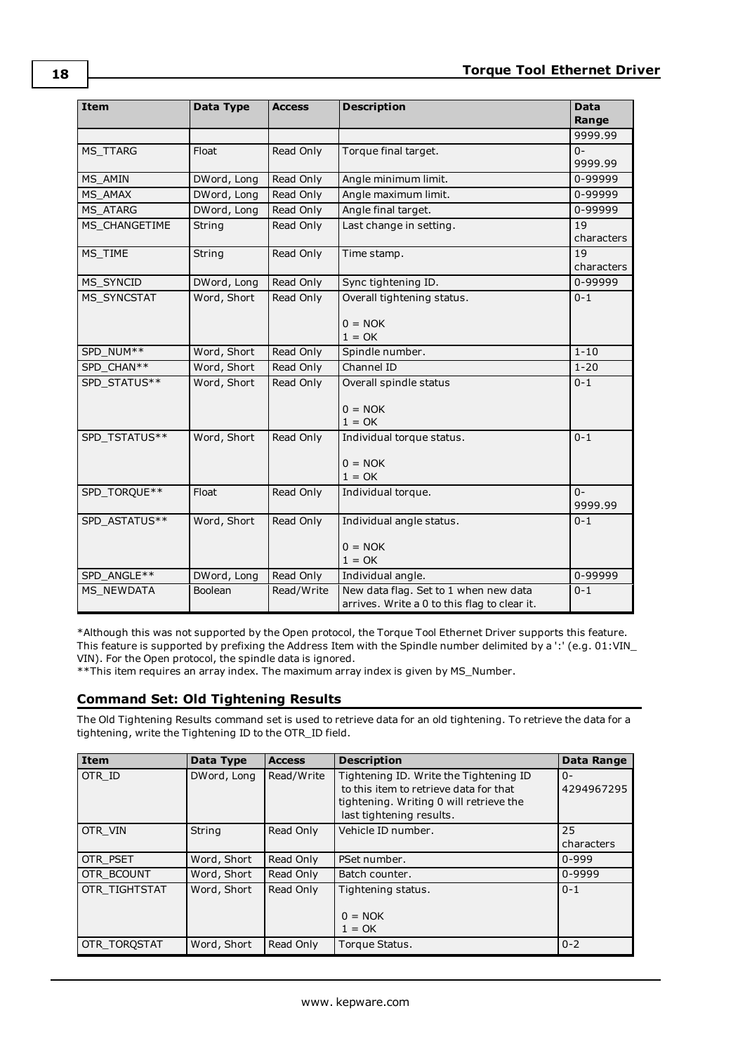| Item | Data Type | Access | Description | Data Range |
|---|---|---|---|---|
| | | | | 9999.99 |
| MS_TTARG | Float | Read Only | Torque final target. | 0-9999.99 |
| MS_AMIN | DWord, Long | Read Only | Angle minimum limit. | 0-99999 |
| MS_AMAX | DWord, Long | Read Only | Angle maximum limit. | 0-99999 |
| MS_ATARG | DWord, Long | Read Only | Angle final target. | 0-99999 |
| MS_CHANGETIME | String | Read Only | Last change in setting. | 19 characters |
| MS_TIME | String | Read Only | Time stamp. | 19 characters |
| MS_SYNCID | DWord, Long | Read Only | Sync tightening ID. | 0-99999 |
| MS_SYNCSTAT | Word, Short | Read Only | Overall tightening status.<br><br>0 = NOK<br>1 = OK | 0-1 |
| SPD_NUM** | Word, Short | Read Only | Spindle number. | 1-10 |
| SPD_CHAN** | Word, Short | Read Only | Channel ID | 1-20 |
| SPD_STATUS** | Word, Short | Read Only | Overall spindle status<br><br>0 = NOK<br>1 = OK | 0-1 |
| SPD_TSTATUS** | Word, Short | Read Only | Individual torque status.<br><br>0 = NOK<br>1 = OK | 0-1 |
| SPD_TORQUE** | Float | Read Only | Individual torque. | 0-9999.99 |
| SPD_ASTATUS** | Word, Short | Read Only | Individual angle status.<br><br>0 = NOK<br>1 = OK | 0-1 |
| SPD_ANGLE** | DWord, Long | Read Only | Individual angle. | 0-99999 |
| MS_NEWDATA | Boolean | Read/Write | New data flag. Set to 1 when new data arrives. Write a 0 to this flag to clear it. | 0-1 |

*Although this was not supported by the Open protocol, the Torque Tool Ethernet Driver supports this feature. This feature is supported by prefixing the Address Item with the Spindle number delimited by a ':' (e.g. 01:VIN_VIN). For the Open protocol, the spindle data is ignored.
**This item requires an array index. The maximum array index is given by MS_Number.

### Command Set: Old Tightening Results

The Old Tightening Results command set is used to retrieve data for an old tightening. To retrieve the data for a tightening, write the Tightening ID to the OTR_ID field.

| Item | Data Type | Access | Description | Data Range |
|---|---|---|---|---|
| OTR_ID | DWord, Long | Read/Write | Tightening ID. Write the Tightening ID to this item to retrieve data for that tightening. Writing 0 will retrieve the last tightening results. | 0-4294967295 |
| OTR_VIN | String | Read Only | Vehicle ID number. | 25 characters |
| OTR_PSET | Word, Short | Read Only | PSet number. | 0-999 |
| OTR_BCOUNT | Word, Short | Read Only | Batch counter. | 0-9999 |
| OTR_TIGHTSTAT | Word, Short | Read Only | Tightening status.<br><br>0 = NOK<br>1 = OK | 0-1 |
| OTR_TORQSTAT | Word, Short | Read Only | Torque Status. | 0-2 |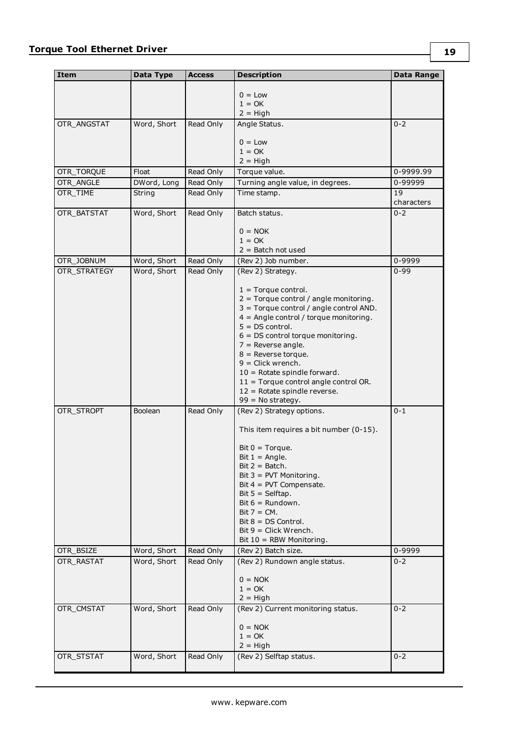| Item | Data Type | Access | Description | Data Range |
|---|---|---|---|---|
| | | | 0 = Low<br>1 = OK<br>2 = High | |
| OTR_ANGSTAT | Word, Short | Read Only | Angle Status.<br><br>0 = Low<br>1 = OK<br>2 = High | 0-2 |
| OTR_TORQUE | Float | Read Only | Torque value. | 0-9999.99 |
| OTR_ANGLE | DWord, Long | Read Only | Turning angle value, in degrees. | 0-99999 |
| OTR_TIME | String | Read Only | Time stamp. | 19 characters |
| OTR_BATSTAT | Word, Short | Read Only | Batch status.<br><br>0 = NOK<br>1 = OK<br>2 = Batch not used | 0-2 |
| OTR_JOBNUM | Word, Short | Read Only | (Rev 2) Job number. | 0-9999 |
| OTR_STRATEGY | Word, Short | Read Only | (Rev 2) Strategy.<br><br>1 = Torque control.<br>2 = Torque control / angle monitoring.<br>3 = Torque control / angle control AND.<br>4 = Angle control / torque monitoring.<br>5 = DS control.<br>6 = DS control torque monitoring.<br>7 = Reverse angle.<br>8 = Reverse torque.<br>9 = Click wrench.<br>10 = Rotate spindle forward.<br>11 = Torque control angle control OR.<br>12 = Rotate spindle reverse.<br>99 = No strategy. | 0-99 |
| OTR_STROPT | Boolean | Read Only | (Rev 2) Strategy options.<br><br>This item requires a bit number (0-15).<br><br>Bit 0 = Torque.<br>Bit 1 = Angle.<br>Bit 2 = Batch.<br>Bit 3 = PVT Monitoring.<br>Bit 4 = PVT Compensate.<br>Bit 5 = Selftap.<br>Bit 6 = Rundown.<br>Bit 7 = CM.<br>Bit 8 = DS Control.<br>Bit 9 = Click Wrench.<br>Bit 10 = RBW Monitoring. | 0-1 |
| OTR_BSIZE | Word, Short | Read Only | (Rev 2) Batch size. | 0-9999 |
| OTR_RASTAT | Word, Short | Read Only | (Rev 2) Rundown angle status.<br><br>0 = NOK<br>1 = OK<br>2 = High | 0-2 |
| OTR_CMSTAT | Word, Short | Read Only | (Rev 2) Current monitoring status.<br><br>0 = NOK<br>1 = OK<br>2 = High | 0-2 |
| OTR_STSTAT | Word, Short | Read Only | (Rev 2) Selftap status. | 0-2 |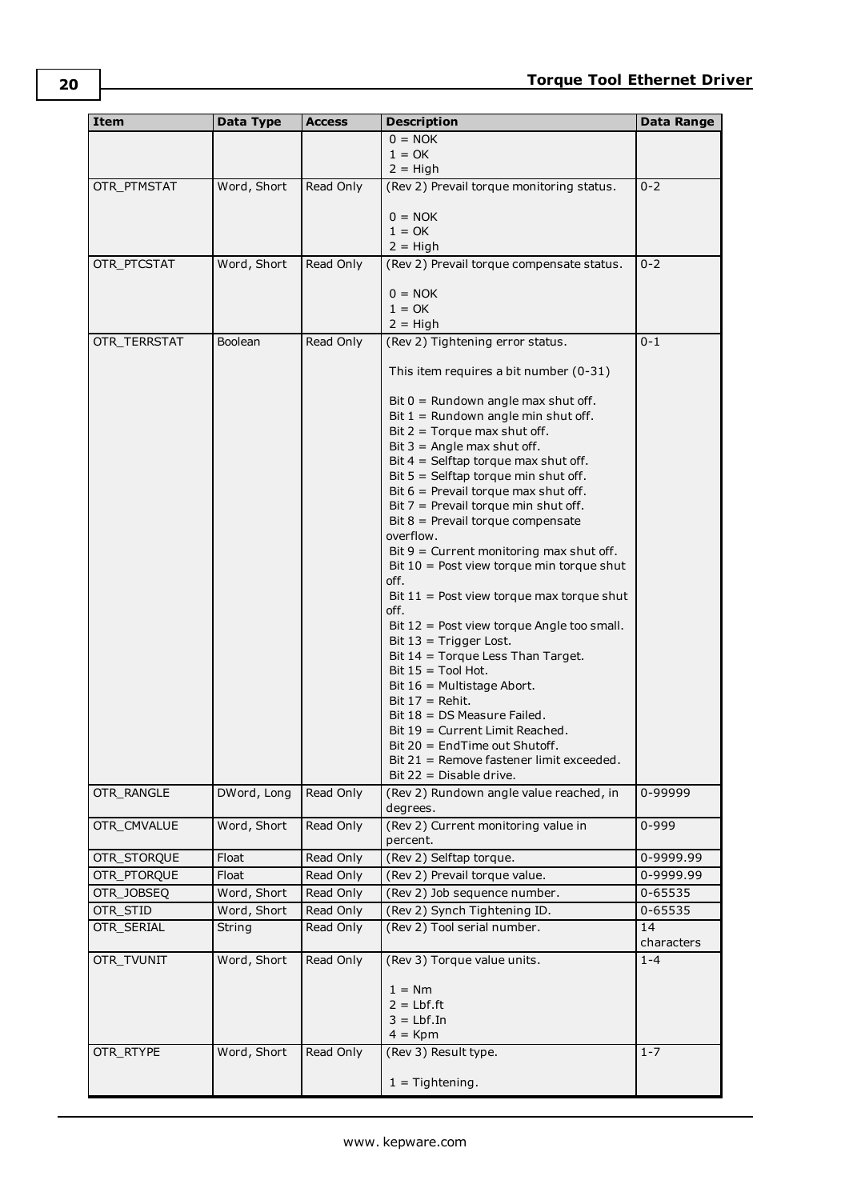| Item | Data Type | Access | Description | Data Range |
|---|---|---|---|---|
| | | | 0 = NOK<br>1 = OK<br>2 = High | |
| OTR_PTMSTAT | Word, Short | Read Only | (Rev 2) Prevail torque monitoring status.<br><br>0 = NOK<br>1 = OK<br>2 = High | 0-2 |
| OTR_PTCSTAT | Word, Short | Read Only | (Rev 2) Prevail torque compensate status.<br><br>0 = NOK<br>1 = OK<br>2 = High | 0-2 |
| OTR_TERRSTAT | Boolean | Read Only | (Rev 2) Tightening error status.<br><br>This item requires a bit number (0-31)<br><br>Bit 0 = Rundown angle max shut off.<br>Bit 1 = Rundown angle min shut off.<br>Bit 2 = Torque max shut off.<br>Bit 3 = Angle max shut off.<br>Bit 4 = Selftap torque max shut off.<br>Bit 5 = Selftap torque min shut off.<br>Bit 6 = Prevail torque max shut off.<br>Bit 7 = Prevail torque min shut off.<br>Bit 8 = Prevail torque compensate overflow.<br>Bit 9 = Current monitoring max shut off.<br>Bit 10 = Post view torque min torque shut off.<br>Bit 11 = Post view torque max torque shut off.<br>Bit 12 = Post view torque Angle too small.<br>Bit 13 = Trigger Lost.<br>Bit 14 = Torque Less Than Target.<br>Bit 15 = Tool Hot.<br>Bit 16 = Multistage Abort.<br>Bit 17 = Rehit.<br>Bit 18 = DS Measure Failed.<br>Bit 19 = Current Limit Reached.<br>Bit 20 = EndTime out Shutoff.<br>Bit 21 = Remove fastener limit exceeded.<br>Bit 22 = Disable drive. | 0-1 |
| OTR_RANGLE | DWord, Long | Read Only | (Rev 2) Rundown angle value reached, in degrees. | 0-99999 |
| OTR_CMVALUE | Word, Short | Read Only | (Rev 2) Current monitoring value in percent. | 0-999 |
| OTR_STORQUE | Float | Read Only | (Rev 2) Selftap torque. | 0-9999.99 |
| OTR_PTORQUE | Float | Read Only | (Rev 2) Prevail torque value. | 0-9999.99 |
| OTR_JOBSEQ | Word, Short | Read Only | (Rev 2) Job sequence number. | 0-65535 |
| OTR_STID | Word, Short | Read Only | (Rev 2) Synch Tightening ID. | 0-65535 |
| OTR_SERIAL | String | Read Only | (Rev 2) Tool serial number. | 14 characters |
| OTR_TVUNIT | Word, Short | Read Only | (Rev 3) Torque value units.<br><br>1 = Nm<br>2 = Lbf.ft<br>3 = Lbf.In<br>4 = Kpm | 1-4 |
| OTR_RTYPE | Word, Short | Read Only | (Rev 3) Result type.<br><br>1 = Tightening. | 1-7 |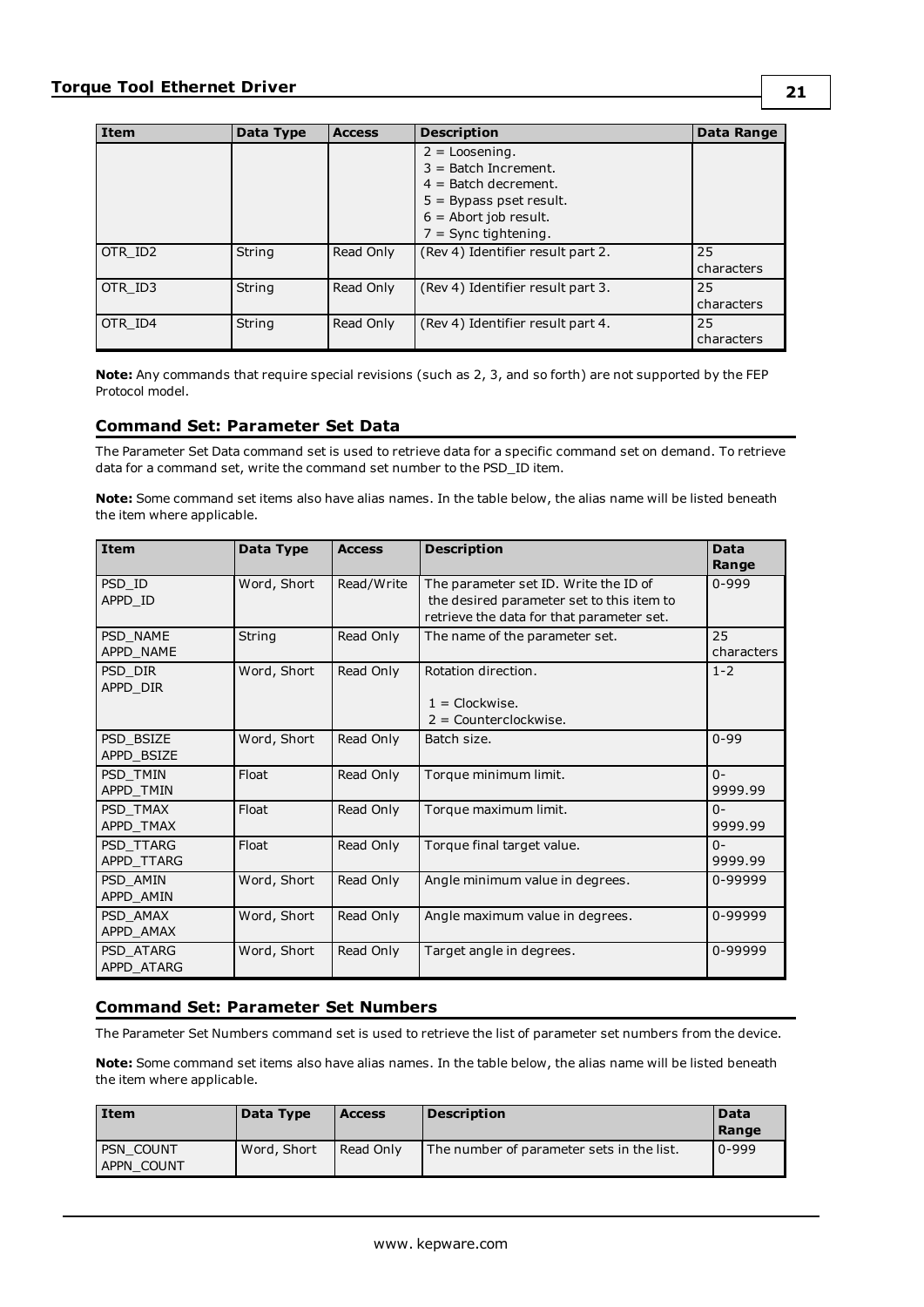| Item | Data Type | Access | Description | Data Range |
|---|---|---|---|---|
| | | | 2 = Loosening.<br>3 = Batch Increment.<br>4 = Batch decrement.<br>5 = Bypass pset result.<br>6 = Abort job result.<br>7 = Sync tightening. | |
| OTR_ID2 | String | Read Only | (Rev 4) Identifier result part 2. | 25 characters |
| OTR_ID3 | String | Read Only | (Rev 4) Identifier result part 3. | 25 characters |
| OTR_ID4 | String | Read Only | (Rev 4) Identifier result part 4. | 25 characters |

**Note:** Any commands that require special revisions (such as 2, 3, and so forth) are not supported by the FEP Protocol model.

## Command Set: Parameter Set Data

The Parameter Set Data command set is used to retrieve data for a specific command set on demand. To retrieve data for a command set, write the command set number to the PSD_ID item.

**Note:** Some command set items also have alias names. In the table below, the alias name will be listed beneath the item where applicable.

| Item | Data Type | Access | Description | Data Range |
|---|---|---|---|---|
| PSD_ID<br>APPD_ID | Word, Short | Read/Write | The parameter set ID. Write the ID of the desired parameter set to this item to retrieve the data for that parameter set. | 0-999 |
| PSD_NAME<br>APPD_NAME | String | Read Only | The name of the parameter set. | 25 characters |
| PSD_DIR<br>APPD_DIR | Word, Short | Read Only | Rotation direction.<br><br>1 = Clockwise.<br>2 = Counterclockwise. | 1-2 |
| PSD_BSIZE<br>APPD_BSIZE | Word, Short | Read Only | Batch size. | 0-99 |
| PSD_TMIN<br>APPD_TMIN | Float | Read Only | Torque minimum limit. | 0-9999.99 |
| PSD_TMAX<br>APPD_TMAX | Float | Read Only | Torque maximum limit. | 0-9999.99 |
| PSD_TTARG<br>APPD_TTARG | Float | Read Only | Torque final target value. | 0-9999.99 |
| PSD_AMIN<br>APPD_AMIN | Word, Short | Read Only | Angle minimum value in degrees. | 0-99999 |
| PSD_AMAX<br>APPD_AMAX | Word, Short | Read Only | Angle maximum value in degrees. | 0-99999 |
| PSD_ATARG<br>APPD_ATARG | Word, Short | Read Only | Target angle in degrees. | 0-99999 |

## Command Set: Parameter Set Numbers

The Parameter Set Numbers command set is used to retrieve the list of parameter set numbers from the device.

**Note:** Some command set items also have alias names. In the table below, the alias name will be listed beneath the item where applicable.

| Item | Data Type | Access | Description | Data Range |
|---|---|---|---|---|
| PSN_COUNT<br>APPN_COUNT | Word, Short | Read Only | The number of parameter sets in the list. | 0-999 |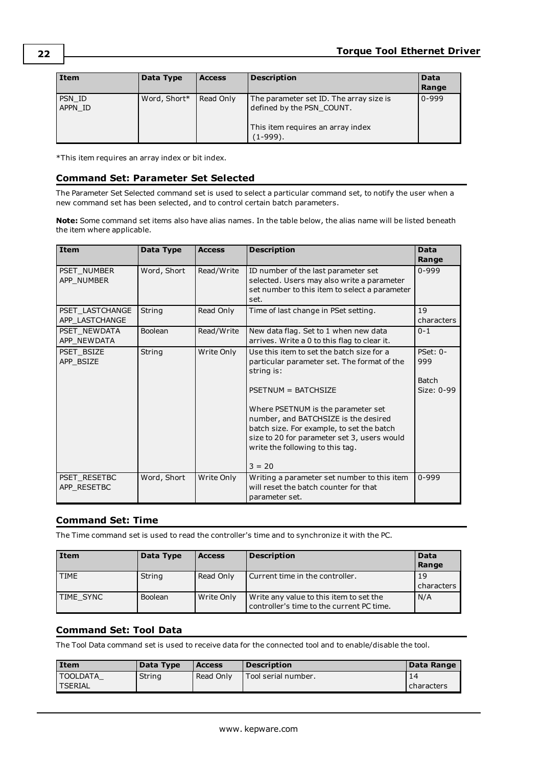| Item | Data Type | Access | Description | Data Range |
|---|---|---|---|---|
| PSN_ID<br>APPN_ID | Word, Short* | Read Only | The parameter set ID. The array size is defined by the PSN_COUNT.<br><br>This item requires an array index (1-999). | 0-999 |

*This item requires an array index or bit index.

### Command Set: Parameter Set Selected

The Parameter Set Selected command set is used to select a particular command set, to notify the user when a new command set has been selected, and to control certain batch parameters.

**Note:** Some command set items also have alias names. In the table below, the alias name will be listed beneath the item where applicable.

| Item | Data Type | Access | Description | Data Range |
|---|---|---|---|---|
| PSET_NUMBER<br>APP_NUMBER | Word, Short | Read/Write | ID number of the last parameter set selected. Users may also write a parameter set number to this item to select a parameter set. | 0-999 |
| PSET_LASTCHANGE<br>APP_LASTCHANGE | String | Read Only | Time of last change in PSet setting. | 19 characters |
| PSET_NEWDATA<br>APP_NEWDATA | Boolean | Read/Write | New data flag. Set to 1 when new data arrives. Write a 0 to this flag to clear it. | 0-1 |
| PSET_BSIZE<br>APP_BSIZE | String | Write Only | Use this item to set the batch size for a particular parameter set. The format of the string is:<br><br>PSETNUM = BATCHSIZE<br><br>Where PSETNUM is the parameter set number, and BATCHSIZE is the desired batch size. For example, to set the batch size to 20 for parameter set 3, users would write the following to this tag.<br><br>3 = 20 | PSet: 0-999<br><br>Batch Size: 0-99 |
| PSET_RESETBC<br>APP_RESETBC | Word, Short | Write Only | Writing a parameter set number to this item will reset the batch counter for that parameter set. | 0-999 |

### Command Set: Time

The Time command set is used to read the controller's time and to synchronize it with the PC.

| Item | Data Type | Access | Description | Data Range |
|---|---|---|---|---|
| TIME | String | Read Only | Current time in the controller. | 19 characters |
| TIME_SYNC | Boolean | Write Only | Write any value to this item to set the controller's time to the current PC time. | N/A |

### Command Set: Tool Data

The Tool Data command set is used to receive data for the connected tool and to enable/disable the tool.

| Item | Data Type | Access | Description | Data Range |
|---|---|---|---|---|
| TOOLDATA_<br>TSERIAL | String | Read Only | Tool serial number. | 14 characters |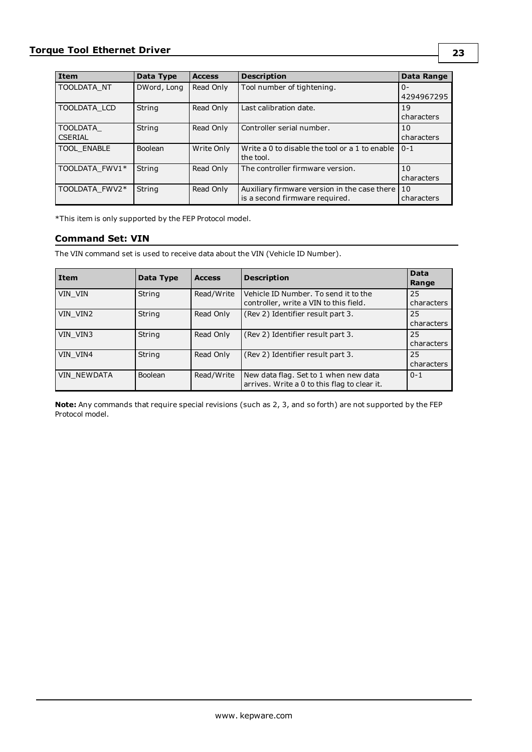| Item | Data Type | Access | Description | Data Range |
|---|---|---|---|---|
| TOOLDATA_NT | DWord, Long | Read Only | Tool number of tightening. | 0-4294967295 |
| TOOLDATA_LCD | String | Read Only | Last calibration date. | 19 characters |
| TOOLDATA_CSERIAL | String | Read Only | Controller serial number. | 10 characters |
| TOOL_ENABLE | Boolean | Write Only | Write a 0 to disable the tool or a 1 to enable the tool. | 0-1 |
| TOOLDATA_FWV1* | String | Read Only | The controller firmware version. | 10 characters |
| TOOLDATA_FWV2* | String | Read Only | Auxiliary firmware version in the case there is a second firmware required. | 10 characters |

*This item is only supported by the FEP Protocol model.

### Command Set: VIN

The VIN command set is used to receive data about the VIN (Vehicle ID Number).

| Item | Data Type | Access | Description | Data Range |
|---|---|---|---|---|
| VIN_VIN | String | Read/Write | Vehicle ID Number. To send it to the controller, write a VIN to this field. | 25 characters |
| VIN_VIN2 | String | Read Only | (Rev 2) Identifier result part 3. | 25 characters |
| VIN_VIN3 | String | Read Only | (Rev 2) Identifier result part 3. | 25 characters |
| VIN_VIN4 | String | Read Only | (Rev 2) Identifier result part 3. | 25 characters |
| VIN_NEWDATA | Boolean | Read/Write | New data flag. Set to 1 when new data arrives. Write a 0 to this flag to clear it. | 0-1 |

**Note:** Any commands that require special revisions (such as 2, 3, and so forth) are not supported by the FEP Protocol model.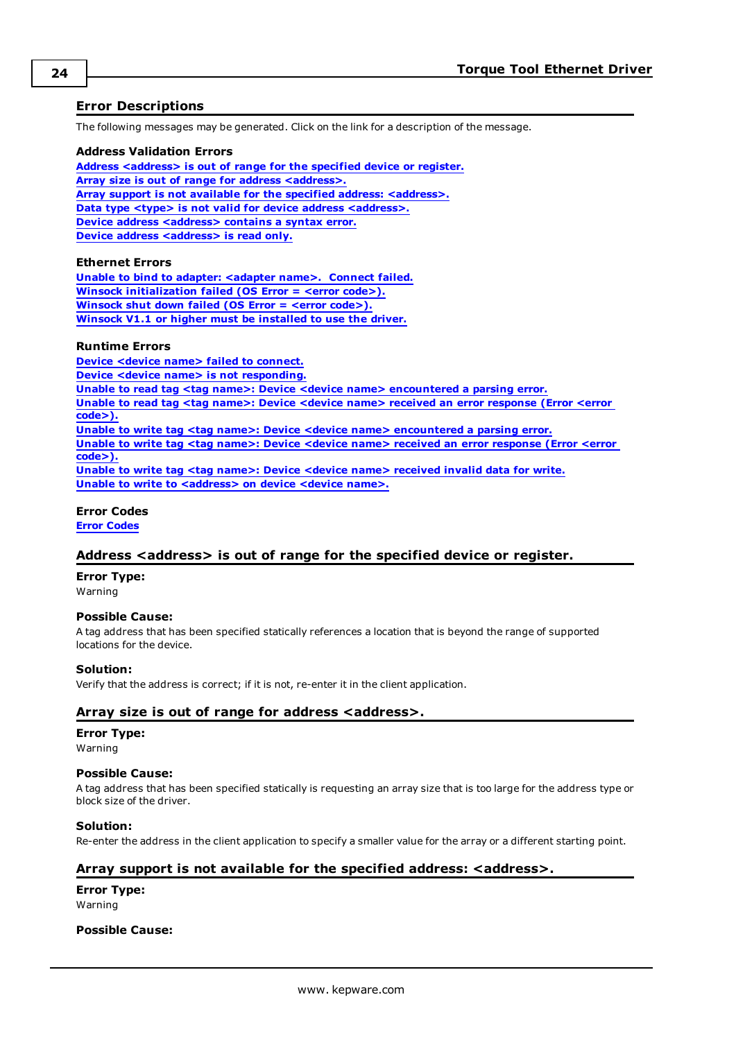## Error Descriptions

The following messages may be generated. Click on the link for a description of the message.

**Address Validation Errors**

**Address <address> is out of range for the specified device or register.**
**Array size is out of range for address <address>.**
**Array support is not available for the specified address: <address>.**
**Data type <type> is not valid for device address <address>.**
**Device address <address> contains a syntax error.**
**Device address <address> is read only.**

**Ethernet Errors**

**Unable to bind to adapter: <adapter name>. Connect failed.**
**Winsock initialization failed (OS Error = <error code>).**
**Winsock shut down failed (OS Error = <error code>).**
**Winsock V1.1 or higher must be installed to use the driver.**

**Runtime Errors**

**Device <device name> failed to connect.**
**Device <device name> is not responding.**
**Unable to read tag <tag name>: Device <device name> encountered a parsing error.**
**Unable to read tag <tag name>: Device <device name> received an error response (Error <error code>).**
**Unable to write tag <tag name>: Device <device name> encountered a parsing error.**
**Unable to write tag <tag name>: Device <device name> received an error response (Error <error code>).**
**Unable to write tag <tag name>: Device <device name> received invalid data for write.**
**Unable to write to <address> on device <device name>.**

**Error Codes**

**Error Codes**

## Address <address> is out of range for the specified device or register.

**Error Type:**
Warning

**Possible Cause:**
A tag address that has been specified statically references a location that is beyond the range of supported locations for the device.

**Solution:**
Verify that the address is correct; if it is not, re-enter it in the client application.

## Array size is out of range for address <address>.

**Error Type:**
Warning

**Possible Cause:**
A tag address that has been specified statically is requesting an array size that is too large for the address type or block size of the driver.

**Solution:**
Re-enter the address in the client application to specify a smaller value for the array or a different starting point.

## Array support is not available for the specified address: <address>.

**Error Type:**
Warning

**Possible Cause:**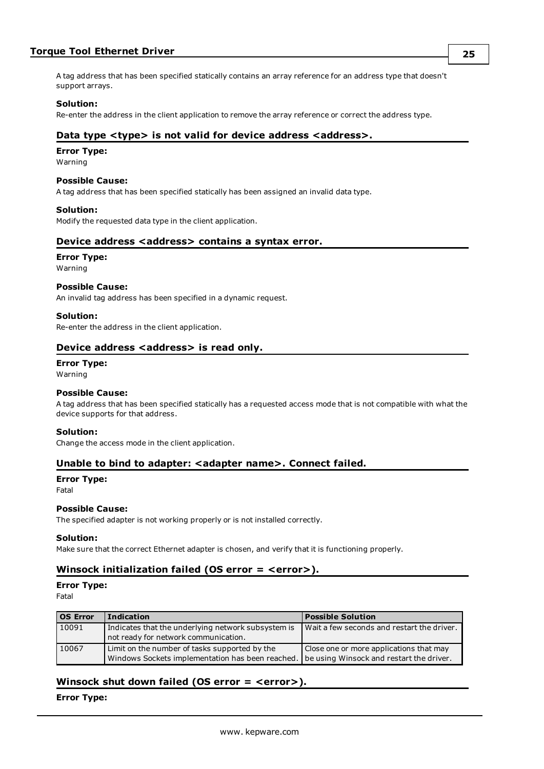A tag address that has been specified statically contains an array reference for an address type that doesn't support arrays.

**Solution:**
Re-enter the address in the client application to remove the array reference or correct the address type.

## Data type <type> is not valid for device address <address>.

**Error Type:**
Warning

**Possible Cause:**
A tag address that has been specified statically has been assigned an invalid data type.

**Solution:**
Modify the requested data type in the client application.

## Device address <address> contains a syntax error.

**Error Type:**
Warning

**Possible Cause:**
An invalid tag address has been specified in a dynamic request.

**Solution:**
Re-enter the address in the client application.

## Device address <address> is read only.

**Error Type:**
Warning

**Possible Cause:**
A tag address that has been specified statically has a requested access mode that is not compatible with what the device supports for that address.

**Solution:**
Change the access mode in the client application.

## Unable to bind to adapter: <adapter name>. Connect failed.

**Error Type:**
Fatal

**Possible Cause:**
The specified adapter is not working properly or is not installed correctly.

**Solution:**
Make sure that the correct Ethernet adapter is chosen, and verify that it is functioning properly.

## Winsock initialization failed (OS error = <error>).

**Error Type:**
Fatal

| OS Error | Indication | Possible Solution |
| --- | --- | --- |
| 10091 | Indicates that the underlying network subsystem is not ready for network communication. | Wait a few seconds and restart the driver. |
| 10067 | Limit on the number of tasks supported by the Windows Sockets implementation has been reached. | Close one or more applications that may be using Winsock and restart the driver. |

## Winsock shut down failed (OS error = <error>).

**Error Type:**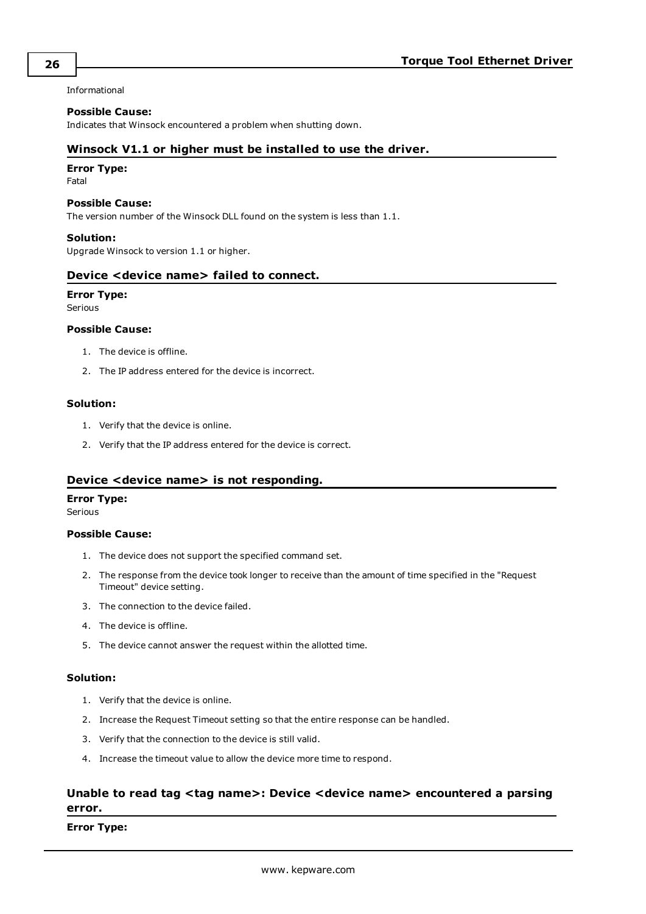Informational

**Possible Cause:**
Indicates that Winsock encountered a problem when shutting down.

### Winsock V1.1 or higher must be installed to use the driver.

**Error Type:**
Fatal

**Possible Cause:**
The version number of the Winsock DLL found on the system is less than 1.1.

**Solution:**
Upgrade Winsock to version 1.1 or higher.

### Device <device name> failed to connect.

**Error Type:**
Serious

**Possible Cause:**

1. The device is offline.
2. The IP address entered for the device is incorrect.

**Solution:**

1. Verify that the device is online.
2. Verify that the IP address entered for the device is correct.

### Device <device name> is not responding.

**Error Type:**
Serious

**Possible Cause:**

1. The device does not support the specified command set.
2. The response from the device took longer to receive than the amount of time specified in the "Request Timeout" device setting.
3. The connection to the device failed.
4. The device is offline.
5. The device cannot answer the request within the allotted time.

**Solution:**

1. Verify that the device is online.
2. Increase the Request Timeout setting so that the entire response can be handled.
3. Verify that the connection to the device is still valid.
4. Increase the timeout value to allow the device more time to respond.

### Unable to read tag <tag name>: Device <device name> encountered a parsing error.

**Error Type:**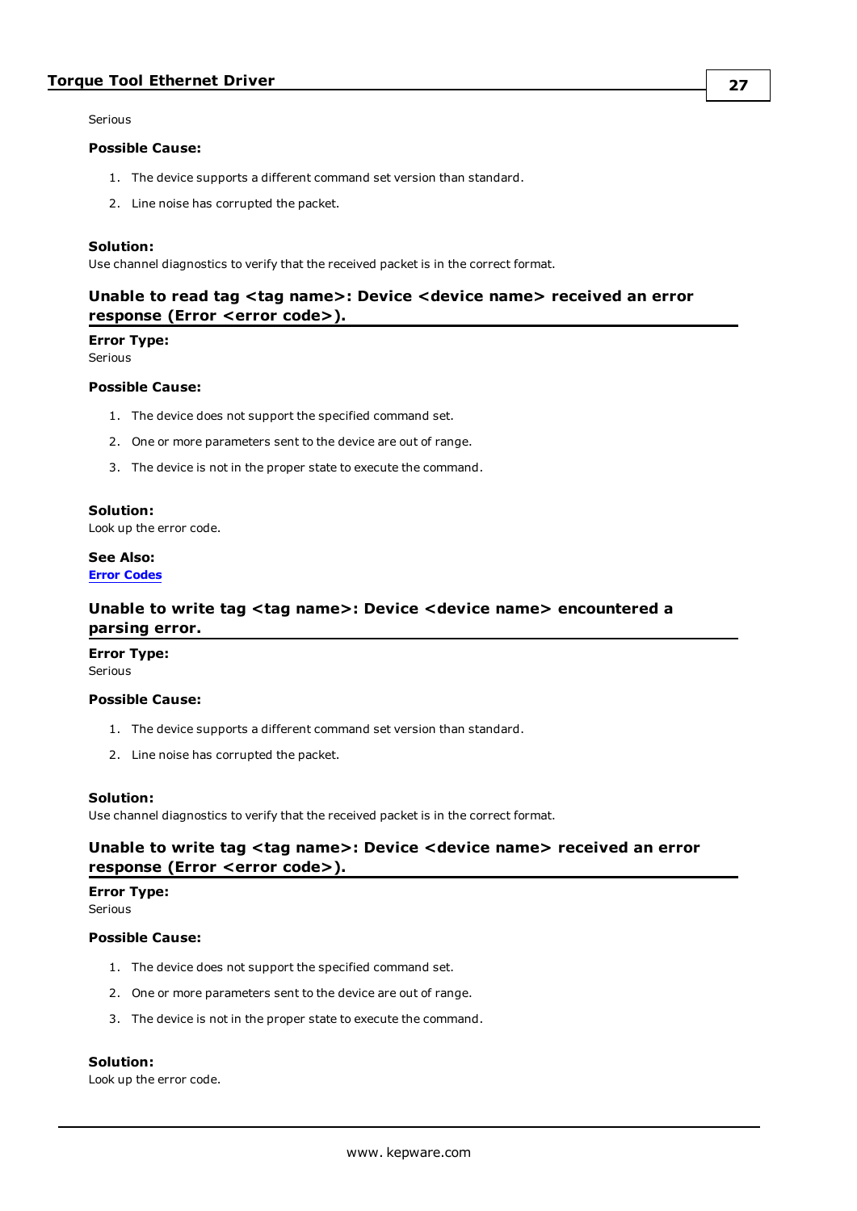Serious

**Possible Cause:**

1. The device supports a different command set version than standard.
2. Line noise has corrupted the packet.

**Solution:**
Use channel diagnostics to verify that the received packet is in the correct format.

### Unable to read tag <tag name>: Device <device name> received an error response (Error <error code>).

**Error Type:**
Serious

**Possible Cause:**

1. The device does not support the specified command set.
2. One or more parameters sent to the device are out of range.
3. The device is not in the proper state to execute the command.

**Solution:**
Look up the error code.

**See Also:**
**Error Codes**

### Unable to write tag <tag name>: Device <device name> encountered a parsing error.

**Error Type:**
Serious

**Possible Cause:**

1. The device supports a different command set version than standard.
2. Line noise has corrupted the packet.

**Solution:**
Use channel diagnostics to verify that the received packet is in the correct format.

### Unable to write tag <tag name>: Device <device name> received an error response (Error <error code>).

**Error Type:**
Serious

**Possible Cause:**

1. The device does not support the specified command set.
2. One or more parameters sent to the device are out of range.
3. The device is not in the proper state to execute the command.

**Solution:**
Look up the error code.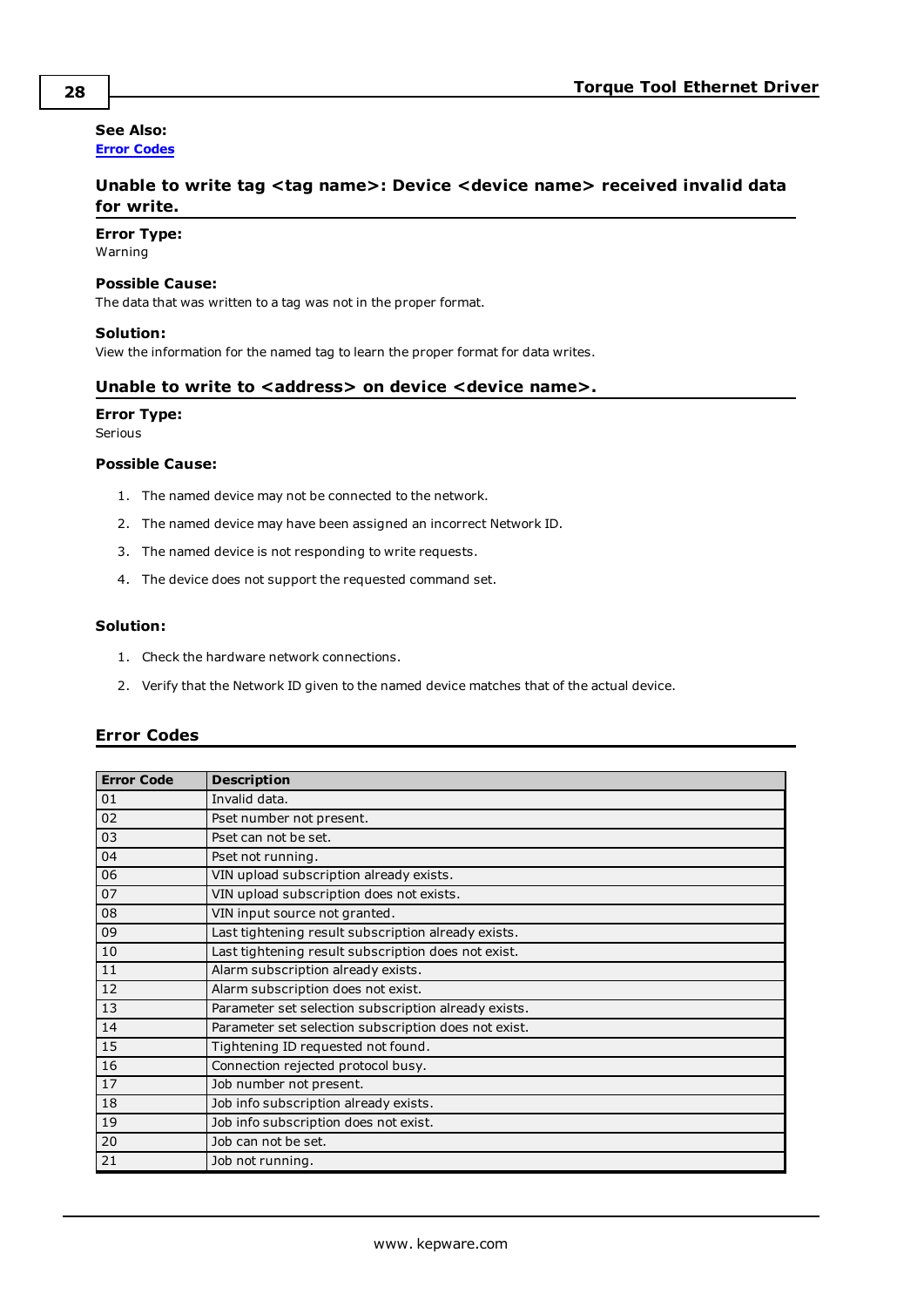**See Also:**
[Error Codes](#error-codes)

### Unable to write tag <tag name>: Device <device name> received invalid data for write.

**Error Type:**
Warning

**Possible Cause:**
The data that was written to a tag was not in the proper format.

**Solution:**
View the information for the named tag to learn the proper format for data writes.

### Unable to write to <address> on device <device name>.

**Error Type:**
Serious

**Possible Cause:**

1. The named device may not be connected to the network.
2. The named device may have been assigned an incorrect Network ID.
3. The named device is not responding to write requests.
4. The device does not support the requested command set.

**Solution:**

1. Check the hardware network connections.
2. Verify that the Network ID given to the named device matches that of the actual device.

## Error Codes

| Error Code | Description |
|---|---|
| 01 | Invalid data. |
| 02 | Pset number not present. |
| 03 | Pset can not be set. |
| 04 | Pset not running. |
| 06 | VIN upload subscription already exists. |
| 07 | VIN upload subscription does not exists. |
| 08 | VIN input source not granted. |
| 09 | Last tightening result subscription already exists. |
| 10 | Last tightening result subscription does not exist. |
| 11 | Alarm subscription already exists. |
| 12 | Alarm subscription does not exist. |
| 13 | Parameter set selection subscription already exists. |
| 14 | Parameter set selection subscription does not exist. |
| 15 | Tightening ID requested not found. |
| 16 | Connection rejected protocol busy. |
| 17 | Job number not present. |
| 18 | Job info subscription already exists. |
| 19 | Job info subscription does not exist. |
| 20 | Job can not be set. |
| 21 | Job not running. |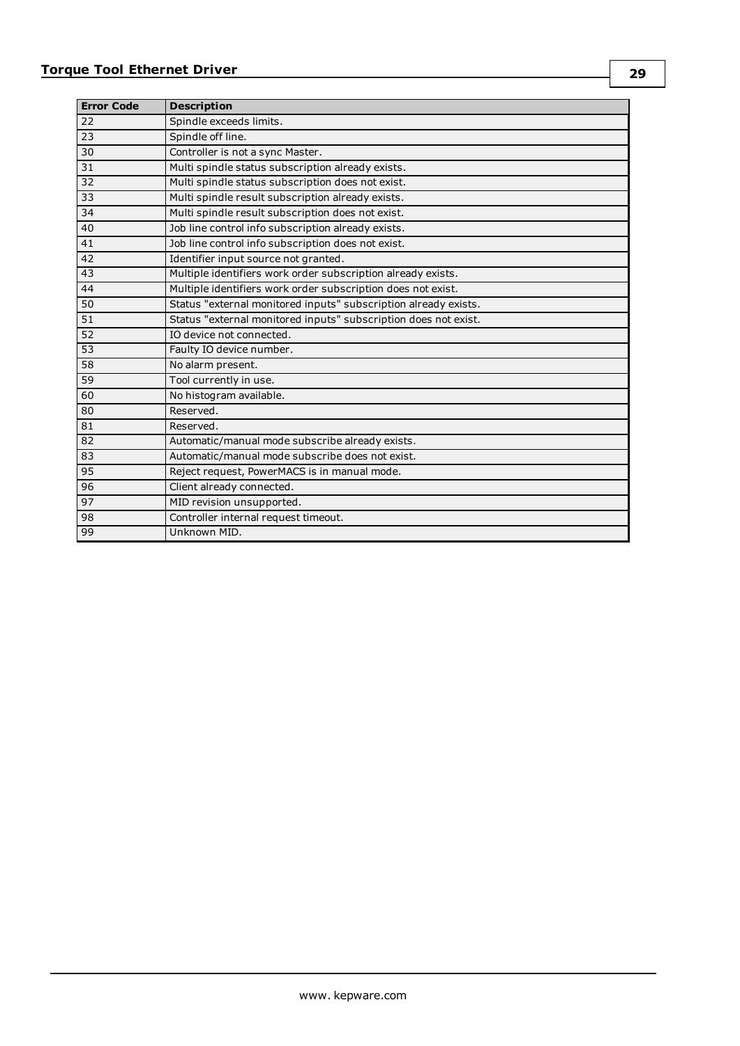| Error Code | Description |
|---|---|
| 22 | Spindle exceeds limits. |
| 23 | Spindle off line. |
| 30 | Controller is not a sync Master. |
| 31 | Multi spindle status subscription already exists. |
| 32 | Multi spindle status subscription does not exist. |
| 33 | Multi spindle result subscription already exists. |
| 34 | Multi spindle result subscription does not exist. |
| 40 | Job line control info subscription already exists. |
| 41 | Job line control info subscription does not exist. |
| 42 | Identifier input source not granted. |
| 43 | Multiple identifiers work order subscription already exists. |
| 44 | Multiple identifiers work order subscription does not exist. |
| 50 | Status "external monitored inputs" subscription already exists. |
| 51 | Status "external monitored inputs" subscription does not exist. |
| 52 | IO device not connected. |
| 53 | Faulty IO device number. |
| 58 | No alarm present. |
| 59 | Tool currently in use. |
| 60 | No histogram available. |
| 80 | Reserved. |
| 81 | Reserved. |
| 82 | Automatic/manual mode subscribe already exists. |
| 83 | Automatic/manual mode subscribe does not exist. |
| 95 | Reject request, PowerMACS is in manual mode. |
| 96 | Client already connected. |
| 97 | MID revision unsupported. |
| 98 | Controller internal request timeout. |
| 99 | Unknown MID. |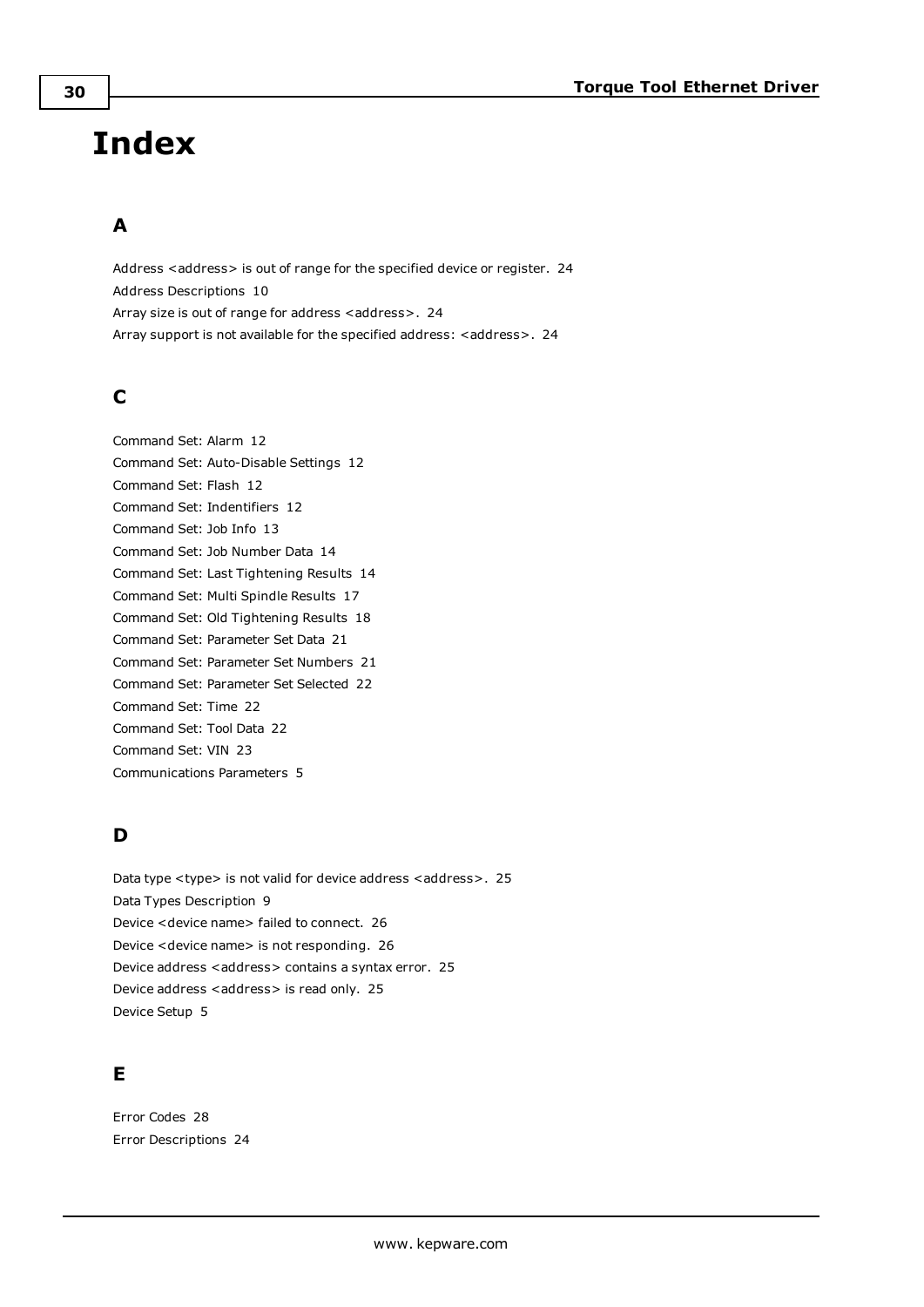# Index

## A

Address <address> is out of range for the specified device or register. 24
Address Descriptions 10
Array size is out of range for address <address>. 24
Array support is not available for the specified address: <address>. 24

## C

Command Set: Alarm 12
Command Set: Auto-Disable Settings 12
Command Set: Flash 12
Command Set: Indentifiers 12
Command Set: Job Info 13
Command Set: Job Number Data 14
Command Set: Last Tightening Results 14
Command Set: Multi Spindle Results 17
Command Set: Old Tightening Results 18
Command Set: Parameter Set Data 21
Command Set: Parameter Set Numbers 21
Command Set: Parameter Set Selected 22
Command Set: Time 22
Command Set: Tool Data 22
Command Set: VIN 23
Communications Parameters 5

## D

Data type <type> is not valid for device address <address>. 25
Data Types Description 9
Device <device name> failed to connect. 26
Device <device name> is not responding. 26
Device address <address> contains a syntax error. 25
Device address <address> is read only. 25
Device Setup 5

## E

Error Codes 28
Error Descriptions 24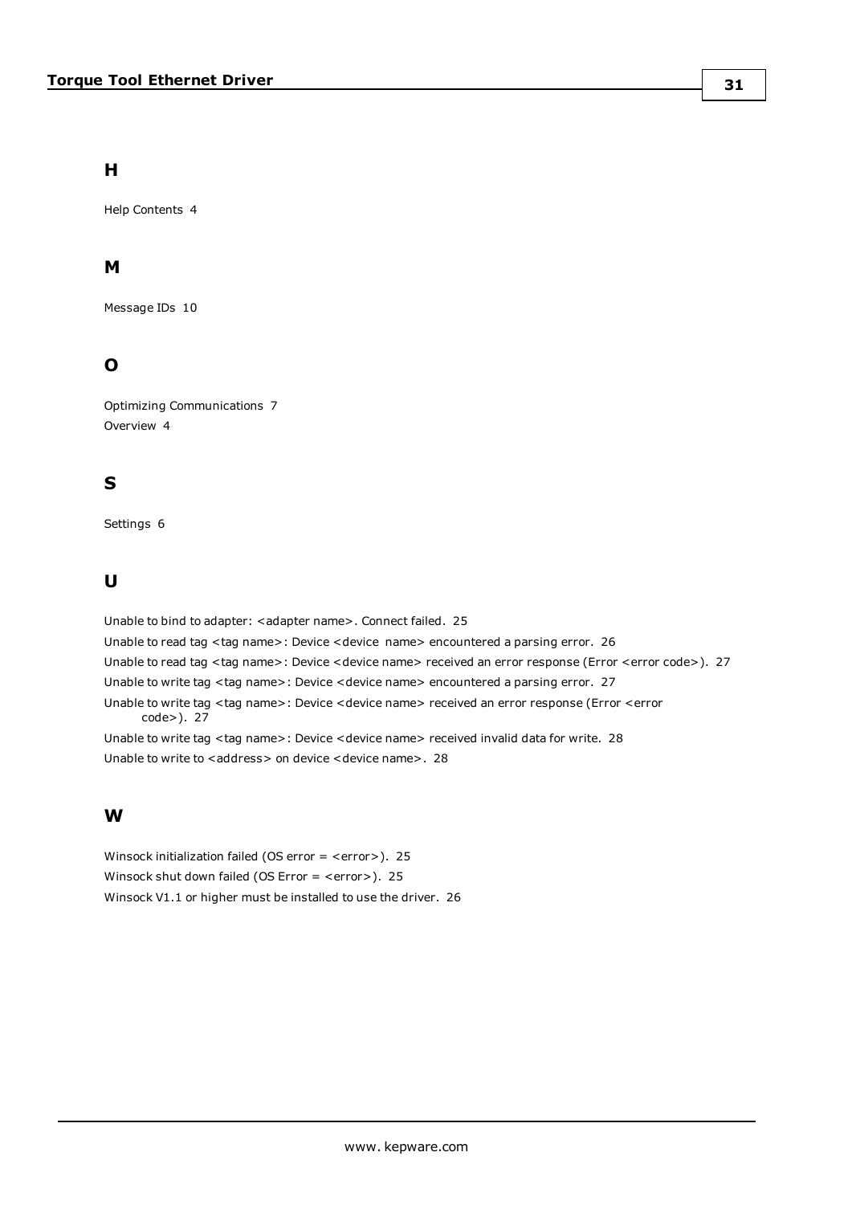## H

Help Contents 4

## M

Message IDs 10

## O

Optimizing Communications 7
Overview 4

## S

Settings 6

## U

Unable to bind to adapter: <adapter name>. Connect failed. 25
Unable to read tag <tag name>: Device <device name> encountered a parsing error. 26
Unable to read tag <tag name>: Device <device name> received an error response (Error <error code>). 27
Unable to write tag <tag name>: Device <device name> encountered a parsing error. 27
Unable to write tag <tag name>: Device <device name> received an error response (Error <error code>). 27
Unable to write tag <tag name>: Device <device name> received invalid data for write. 28
Unable to write to <address> on device <device name>. 28

## W

Winsock initialization failed (OS error = <error>). 25
Winsock shut down failed (OS Error = <error>). 25
Winsock V1.1 or higher must be installed to use the driver. 26